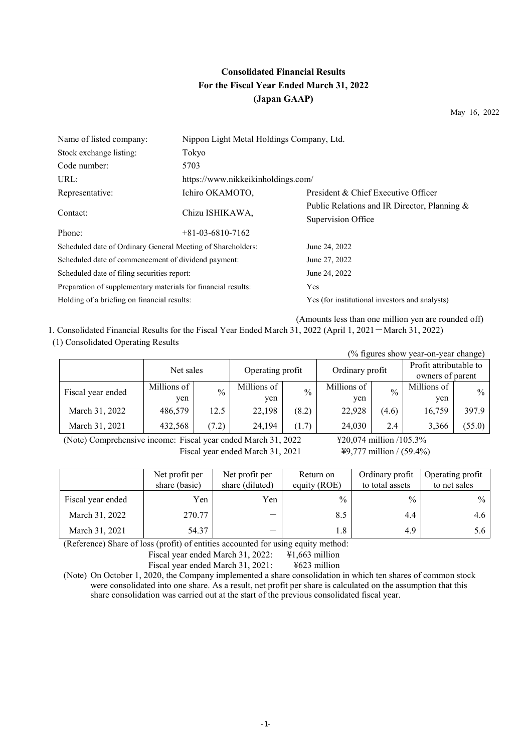# Consolidated Financial Results
# For the Fiscal Year Ended March 31, 2022
# (Japan GAAP)

May 16, 2022

| | | |
|---|---|---|
| Name of listed company: | Nippon Light Metal Holdings Company, Ltd. | |
| Stock exchange listing: | Tokyo | |
| Code number: | 5703 | |
| URL: | https://www.nikkeikinholdings.com/ | |
| Representative: | Ichiro OKAMOTO, | President & Chief Executive Officer |
| Contact: | Chizu ISHIKAWA, | Public Relations and IR Director, Planning & Supervision Office |
| Phone: | +81-03-6810-7162 | |

| | |
|---|---|
| Scheduled date of Ordinary General Meeting of Shareholders: | June 24, 2022 |
| Scheduled date of commencement of dividend payment: | June 27, 2022 |
| Scheduled date of filing securities report: | June 24, 2022 |
| Preparation of supplementary materials for financial results: | Yes |
| Holding of a briefing on financial results: | Yes (for institutional investors and analysts) |

(Amounts less than one million yen are rounded off)

1. Consolidated Financial Results for the Fiscal Year Ended March 31, 2022 (April 1, 2021－March 31, 2022)

(1) Consolidated Operating Results

(% figures show year-on-year change)

| | Net sales | | Operating profit | | Ordinary profit | | Profit attributable to owners of parent | |
|---|---|---|---|---|---|---|---|---|
| Fiscal year ended | Millions of yen | % | Millions of yen | % | Millions of yen | % | Millions of yen | % |
| March 31, 2022 | 486,579 | 12.5 | 22,198 | (8.2) | 22,928 | (4.6) | 16,759 | 397.9 |
| March 31, 2021 | 432,568 | (7.2) | 24,194 | (1.7) | 24,030 | 2.4 | 3,366 | (55.0) |

(Note) Comprehensive income: Fiscal year ended March 31, 2022 ¥20,074 million /105.3%
Fiscal year ended March 31, 2021 ¥9,777 million / (59.4%)

| | Net profit per share (basic) | Net profit per share (diluted) | Return on equity (ROE) | Ordinary profit to total assets | Operating profit to net sales |
|---|---|---|---|---|---|
| Fiscal year ended | Yen | Yen | % | % | % |
| March 31, 2022 | 270.77 | ― | 8.5 | 4.4 | 4.6 |
| March 31, 2021 | 54.37 | ― | 1.8 | 4.9 | 5.6 |

(Reference) Share of loss (profit) of entities accounted for using equity method:
Fiscal year ended March 31, 2022: ¥1,663 million
Fiscal year ended March 31, 2021: ¥623 million

(Note) On October 1, 2020, the Company implemented a share consolidation in which ten shares of common stock were consolidated into one share. As a result, net profit per share is calculated on the assumption that this share consolidation was carried out at the start of the previous consolidated fiscal year.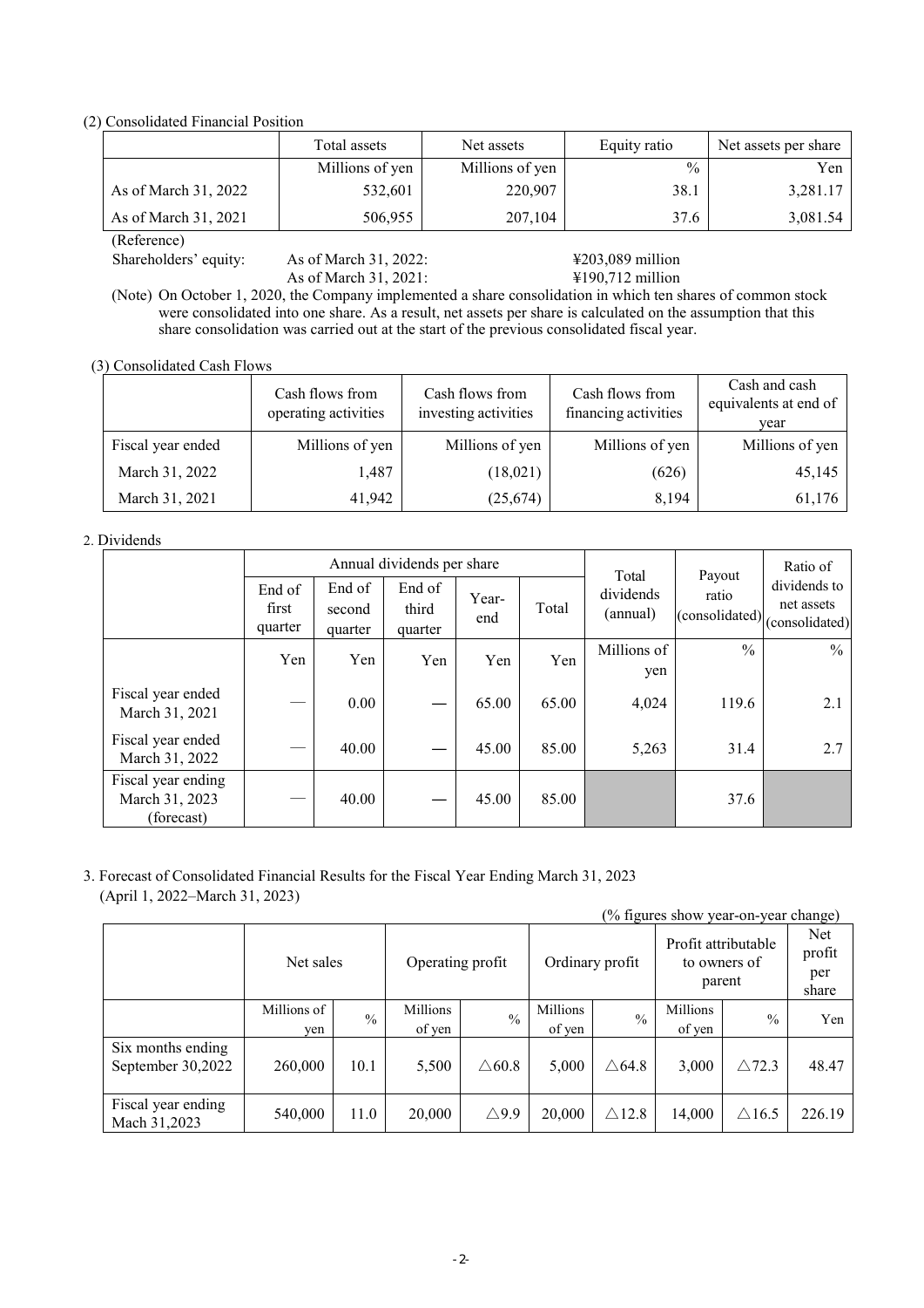(2) Consolidated Financial Position

| | Total assets | Net assets | Equity ratio | Net assets per share |
|---|---|---|---|---|
| | Millions of yen | Millions of yen | % | Yen |
| As of March 31, 2022 | 532,601 | 220,907 | 38.1 | 3,281.17 |
| As of March 31, 2021 | 506,955 | 207,104 | 37.6 | 3,081.54 |

(Reference)

Shareholders' equity: As of March 31, 2022: ¥203,089 million
As of March 31, 2021: ¥190,712 million

(Note) On October 1, 2020, the Company implemented a share consolidation in which ten shares of common stock were consolidated into one share. As a result, net assets per share is calculated on the assumption that this share consolidation was carried out at the start of the previous consolidated fiscal year.

(3) Consolidated Cash Flows

| | Cash flows from operating activities | Cash flows from investing activities | Cash flows from financing activities | Cash and cash equivalents at end of year |
|---|---|---|---|---|
| Fiscal year ended | Millions of yen | Millions of yen | Millions of yen | Millions of yen |
| March 31, 2022 | 1,487 | (18,021) | (626) | 45,145 |
| March 31, 2021 | 41,942 | (25,674) | 8,194 | 61,176 |

2. Dividends

| | Annual dividends per share | | | | | Total dividends (annual) | Payout ratio (consolidated) | Ratio of dividends to net assets (consolidated) |
|---|---|---|---|---|---|---|---|---|
| | End of first quarter | End of second quarter | End of third quarter | Year-end | Total | | | |
| | Yen | Yen | Yen | Yen | Yen | Millions of yen | % | % |
| Fiscal year ended March 31, 2021 | — | 0.00 | — | 65.00 | 65.00 | 4,024 | 119.6 | 2.1 |
| Fiscal year ended March 31, 2022 | — | 40.00 | — | 45.00 | 85.00 | 5,263 | 31.4 | 2.7 |
| Fiscal year ending March 31, 2023 (forecast) | — | 40.00 | — | 45.00 | 85.00 | | 37.6 | |

3. Forecast of Consolidated Financial Results for the Fiscal Year Ending March 31, 2023
(April 1, 2022–March 31, 2023)

(% figures show year-on-year change)

| | Net sales | | Operating profit | | Ordinary profit | | Profit attributable to owners of parent | | Net profit per share |
|---|---|---|---|---|---|---|---|---|---|
| | Millions of yen | % | Millions of yen | % | Millions of yen | % | Millions of yen | % | Yen |
| Six months ending September 30,2022 | 260,000 | 10.1 | 5,500 | △60.8 | 5,000 | △64.8 | 3,000 | △72.3 | 48.47 |
| Fiscal year ending Mach 31,2023 | 540,000 | 11.0 | 20,000 | △9.9 | 20,000 | △12.8 | 14,000 | △16.5 | 226.19 |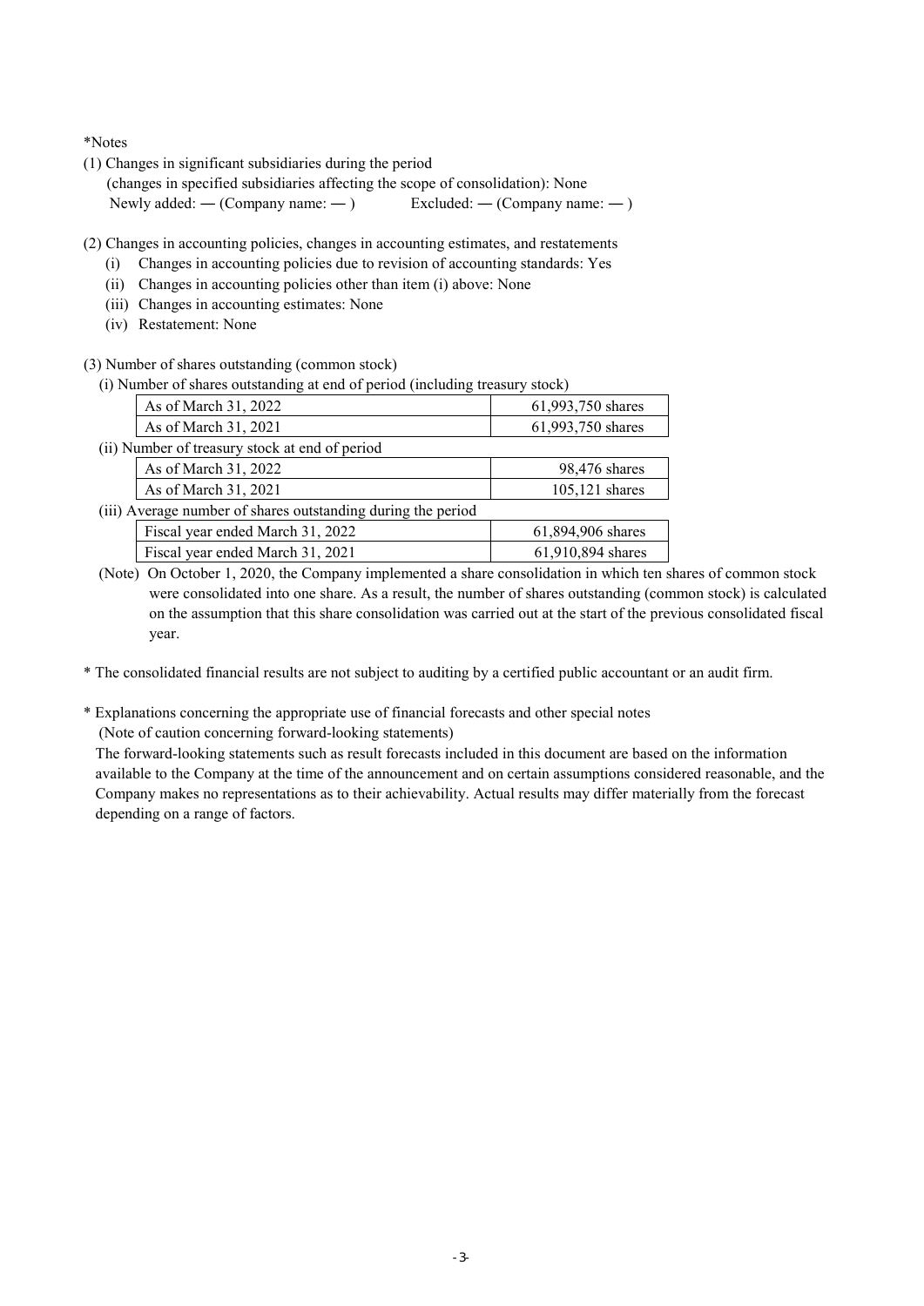*Notes

(1) Changes in significant subsidiaries during the period
(changes in specified subsidiaries affecting the scope of consolidation): None
Newly added: — (Company name: — ) Excluded: — (Company name: — )

(2) Changes in accounting policies, changes in accounting estimates, and restatements
- (i) Changes in accounting policies due to revision of accounting standards: Yes
- (ii) Changes in accounting policies other than item (i) above: None
- (iii) Changes in accounting estimates: None
- (iv) Restatement: None

(3) Number of shares outstanding (common stock)

(i) Number of shares outstanding at end of period (including treasury stock)

| | |
|---|---|
| As of March 31, 2022 | 61,993,750 shares |
| As of March 31, 2021 | 61,993,750 shares |

(ii) Number of treasury stock at end of period

| | |
|---|---|
| As of March 31, 2022 | 98,476 shares |
| As of March 31, 2021 | 105,121 shares |

(iii) Average number of shares outstanding during the period

| | |
|---|---|
| Fiscal year ended March 31, 2022 | 61,894,906 shares |
| Fiscal year ended March 31, 2021 | 61,910,894 shares |

(Note) On October 1, 2020, the Company implemented a share consolidation in which ten shares of common stock were consolidated into one share. As a result, the number of shares outstanding (common stock) is calculated on the assumption that this share consolidation was carried out at the start of the previous consolidated fiscal year.

* The consolidated financial results are not subject to auditing by a certified public accountant or an audit firm.

* Explanations concerning the appropriate use of financial forecasts and other special notes
(Note of caution concerning forward-looking statements)
The forward-looking statements such as result forecasts included in this document are based on the information available to the Company at the time of the announcement and on certain assumptions considered reasonable, and the Company makes no representations as to their achievability. Actual results may differ materially from the forecast depending on a range of factors.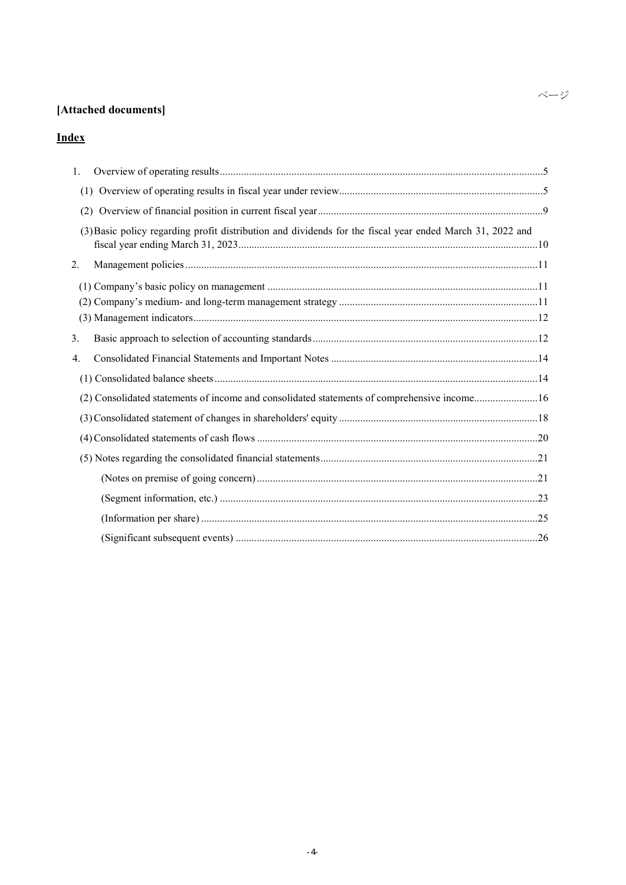ページ

## [Attached documents]

### Index

1. Overview of operating results.......................................................................................................................5
   - (1) Overview of operating results in fiscal year under review............................................................................5
   - (2) Overview of financial position in current fiscal year...................................................................................9
   - (3) Basic policy regarding profit distribution and dividends for the fiscal year ended March 31, 2022 and fiscal year ending March 31, 2023...............................................................................................................10
2. Management policies...................................................................................................................................11
   - (1) Company's basic policy on management .....................................................................................................11
   - (2) Company's medium- and long-term management strategy ..........................................................................11
   - (3) Management indicators................................................................................................................................12
3. Basic approach to selection of accounting standards....................................................................................12
4. Consolidated Financial Statements and Important Notes .............................................................................14
   - (1) Consolidated balance sheets........................................................................................................................14
   - (2) Consolidated statements of income and consolidated statements of comprehensive income........................16
   - (3) Consolidated statement of changes in shareholders' equity..........................................................................18
   - (4) Consolidated statements of cash flows ........................................................................................................20
   - (5) Notes regarding the consolidated financial statements.................................................................................21
     - (Notes on premise of going concern)........................................................................................................21
     - (Segment information, etc.) ......................................................................................................................23
     - (Information per share) .............................................................................................................................25
     - (Significant subsequent events) ................................................................................................................26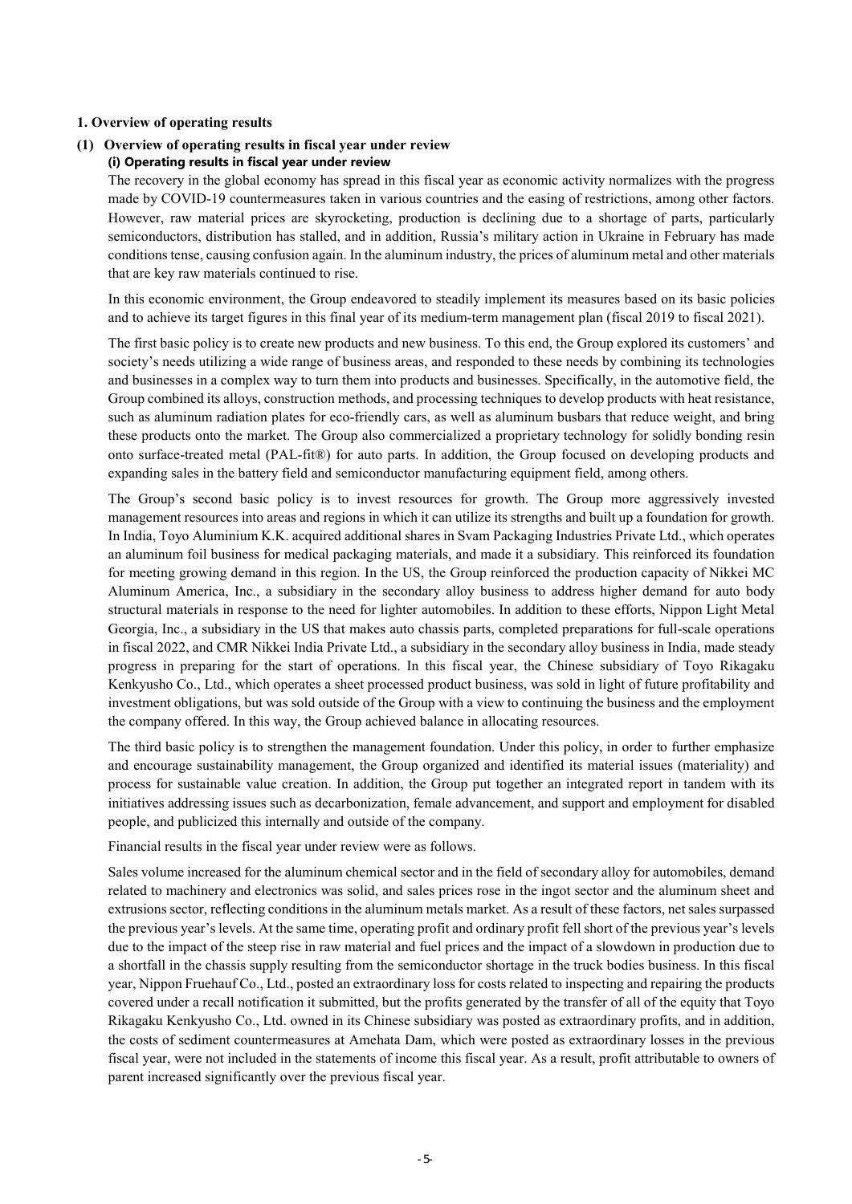# 1. Overview of operating results

## (1) Overview of operating results in fiscal year under review

### (i) Operating results in fiscal year under review

The recovery in the global economy has spread in this fiscal year as economic activity normalizes with the progress made by COVID-19 countermeasures taken in various countries and the easing of restrictions, among other factors. However, raw material prices are skyrocketing, production is declining due to a shortage of parts, particularly semiconductors, distribution has stalled, and in addition, Russia's military action in Ukraine in February has made conditions tense, causing confusion again. In the aluminum industry, the prices of aluminum metal and other materials that are key raw materials continued to rise.

In this economic environment, the Group endeavored to steadily implement its measures based on its basic policies and to achieve its target figures in this final year of its medium-term management plan (fiscal 2019 to fiscal 2021).

The first basic policy is to create new products and new business. To this end, the Group explored its customers' and society's needs utilizing a wide range of business areas, and responded to these needs by combining its technologies and businesses in a complex way to turn them into products and businesses. Specifically, in the automotive field, the Group combined its alloys, construction methods, and processing techniques to develop products with heat resistance, such as aluminum radiation plates for eco-friendly cars, as well as aluminum busbars that reduce weight, and bring these products onto the market. The Group also commercialized a proprietary technology for solidly bonding resin onto surface-treated metal (PAL-fit®) for auto parts. In addition, the Group focused on developing products and expanding sales in the battery field and semiconductor manufacturing equipment field, among others.

The Group's second basic policy is to invest resources for growth. The Group more aggressively invested management resources into areas and regions in which it can utilize its strengths and built up a foundation for growth. In India, Toyo Aluminium K.K. acquired additional shares in Svam Packaging Industries Private Ltd., which operates an aluminum foil business for medical packaging materials, and made it a subsidiary. This reinforced its foundation for meeting growing demand in this region. In the US, the Group reinforced the production capacity of Nikkei MC Aluminum America, Inc., a subsidiary in the secondary alloy business to address higher demand for auto body structural materials in response to the need for lighter automobiles. In addition to these efforts, Nippon Light Metal Georgia, Inc., a subsidiary in the US that makes auto chassis parts, completed preparations for full-scale operations in fiscal 2022, and CMR Nikkei India Private Ltd., a subsidiary in the secondary alloy business in India, made steady progress in preparing for the start of operations. In this fiscal year, the Chinese subsidiary of Toyo Rikagaku Kenkyusho Co., Ltd., which operates a sheet processed product business, was sold in light of future profitability and investment obligations, but was sold outside of the Group with a view to continuing the business and the employment the company offered. In this way, the Group achieved balance in allocating resources.

The third basic policy is to strengthen the management foundation. Under this policy, in order to further emphasize and encourage sustainability management, the Group organized and identified its material issues (materiality) and process for sustainable value creation. In addition, the Group put together an integrated report in tandem with its initiatives addressing issues such as decarbonization, female advancement, and support and employment for disabled people, and publicized this internally and outside of the company.

Financial results in the fiscal year under review were as follows.

Sales volume increased for the aluminum chemical sector and in the field of secondary alloy for automobiles, demand related to machinery and electronics was solid, and sales prices rose in the ingot sector and the aluminum sheet and extrusions sector, reflecting conditions in the aluminum metals market. As a result of these factors, net sales surpassed the previous year's levels. At the same time, operating profit and ordinary profit fell short of the previous year's levels due to the impact of the steep rise in raw material and fuel prices and the impact of a slowdown in production due to a shortfall in the chassis supply resulting from the semiconductor shortage in the truck bodies business. In this fiscal year, Nippon Fruehauf Co., Ltd., posted an extraordinary loss for costs related to inspecting and repairing the products covered under a recall notification it submitted, but the profits generated by the transfer of all of the equity that Toyo Rikagaku Kenkyusho Co., Ltd. owned in its Chinese subsidiary was posted as extraordinary profits, and in addition, the costs of sediment countermeasures at Amehata Dam, which were posted as extraordinary losses in the previous fiscal year, were not included in the statements of income this fiscal year. As a result, profit attributable to owners of parent increased significantly over the previous fiscal year.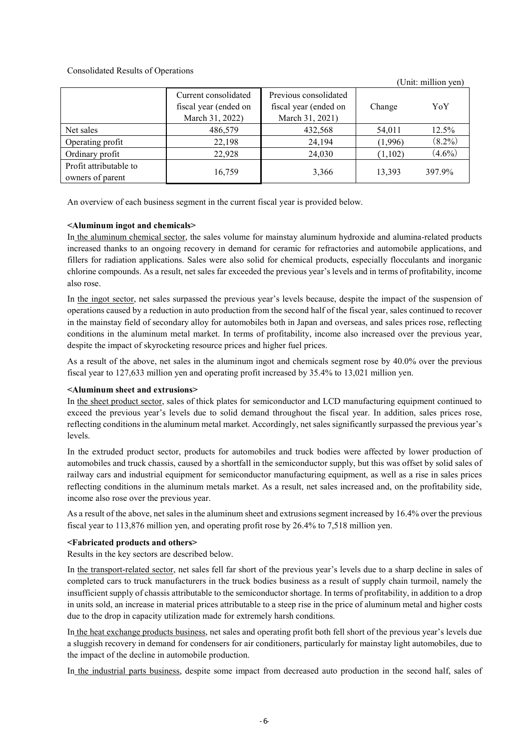Consolidated Results of Operations

(Unit: million yen)

| | Current consolidated fiscal year (ended on March 31, 2022) | Previous consolidated fiscal year (ended on March 31, 2021) | Change | YoY |
|---|---|---|---|---|
| Net sales | 486,579 | 432,568 | 54,011 | 12.5% |
| Operating profit | 22,198 | 24,194 | (1,996) | (8.2%) |
| Ordinary profit | 22,928 | 24,030 | (1,102) | (4.6%) |
| Profit attributable to owners of parent | 16,759 | 3,366 | 13,393 | 397.9% |

An overview of each business segment in the current fiscal year is provided below.

**<Aluminum ingot and chemicals>**

In the aluminum chemical sector, the sales volume for mainstay aluminum hydroxide and alumina-related products increased thanks to an ongoing recovery in demand for ceramic for refractories and automobile applications, and fillers for radiation applications. Sales were also solid for chemical products, especially flocculants and inorganic chlorine compounds. As a result, net sales far exceeded the previous year's levels and in terms of profitability, income also rose.

In the ingot sector, net sales surpassed the previous year's levels because, despite the impact of the suspension of operations caused by a reduction in auto production from the second half of the fiscal year, sales continued to recover in the mainstay field of secondary alloy for automobiles both in Japan and overseas, and sales prices rose, reflecting conditions in the aluminum metal market. In terms of profitability, income also increased over the previous year, despite the impact of skyrocketing resource prices and higher fuel prices.

As a result of the above, net sales in the aluminum ingot and chemicals segment rose by 40.0% over the previous fiscal year to 127,633 million yen and operating profit increased by 35.4% to 13,021 million yen.

**<Aluminum sheet and extrusions>**

In the sheet product sector, sales of thick plates for semiconductor and LCD manufacturing equipment continued to exceed the previous year's levels due to solid demand throughout the fiscal year. In addition, sales prices rose, reflecting conditions in the aluminum metal market. Accordingly, net sales significantly surpassed the previous year's levels.

In the extruded product sector, products for automobiles and truck bodies were affected by lower production of automobiles and truck chassis, caused by a shortfall in the semiconductor supply, but this was offset by solid sales of railway cars and industrial equipment for semiconductor manufacturing equipment, as well as a rise in sales prices reflecting conditions in the aluminum metals market. As a result, net sales increased and, on the profitability side, income also rose over the previous year.

As a result of the above, net sales in the aluminum sheet and extrusions segment increased by 16.4% over the previous fiscal year to 113,876 million yen, and operating profit rose by 26.4% to 7,518 million yen.

**<Fabricated products and others>**

Results in the key sectors are described below.

In the transport-related sector, net sales fell far short of the previous year's levels due to a sharp decline in sales of completed cars to truck manufacturers in the truck bodies business as a result of supply chain turmoil, namely the insufficient supply of chassis attributable to the semiconductor shortage. In terms of profitability, in addition to a drop in units sold, an increase in material prices attributable to a steep rise in the price of aluminum metal and higher costs due to the drop in capacity utilization made for extremely harsh conditions.

In the heat exchange products business, net sales and operating profit both fell short of the previous year's levels due a sluggish recovery in demand for condensers for air conditioners, particularly for mainstay light automobiles, due to the impact of the decline in automobile production.

In the industrial parts business, despite some impact from decreased auto production in the second half, sales of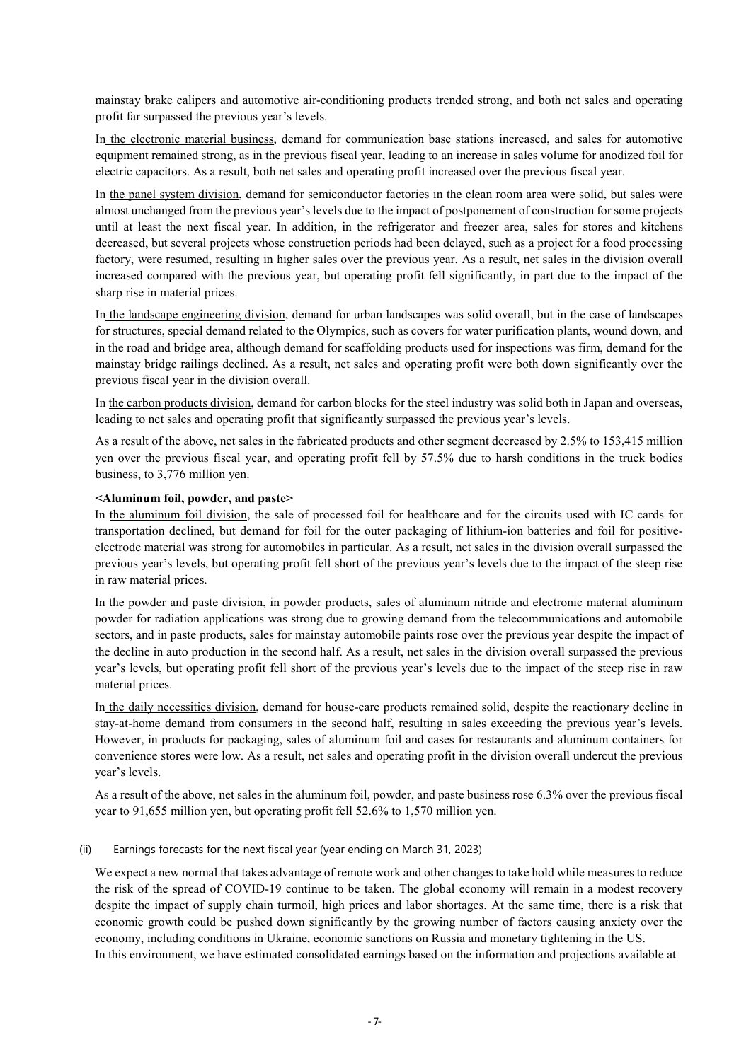mainstay brake calipers and automotive air-conditioning products trended strong, and both net sales and operating profit far surpassed the previous year's levels.

In the electronic material business, demand for communication base stations increased, and sales for automotive equipment remained strong, as in the previous fiscal year, leading to an increase in sales volume for anodized foil for electric capacitors. As a result, both net sales and operating profit increased over the previous fiscal year.

In the panel system division, demand for semiconductor factories in the clean room area were solid, but sales were almost unchanged from the previous year's levels due to the impact of postponement of construction for some projects until at least the next fiscal year. In addition, in the refrigerator and freezer area, sales for stores and kitchens decreased, but several projects whose construction periods had been delayed, such as a project for a food processing factory, were resumed, resulting in higher sales over the previous year. As a result, net sales in the division overall increased compared with the previous year, but operating profit fell significantly, in part due to the impact of the sharp rise in material prices.

In the landscape engineering division, demand for urban landscapes was solid overall, but in the case of landscapes for structures, special demand related to the Olympics, such as covers for water purification plants, wound down, and in the road and bridge area, although demand for scaffolding products used for inspections was firm, demand for the mainstay bridge railings declined. As a result, net sales and operating profit were both down significantly over the previous fiscal year in the division overall.

In the carbon products division, demand for carbon blocks for the steel industry was solid both in Japan and overseas, leading to net sales and operating profit that significantly surpassed the previous year's levels.

As a result of the above, net sales in the fabricated products and other segment decreased by 2.5% to 153,415 million yen over the previous fiscal year, and operating profit fell by 57.5% due to harsh conditions in the truck bodies business, to 3,776 million yen.

**<Aluminum foil, powder, and paste>**

In the aluminum foil division, the sale of processed foil for healthcare and for the circuits used with IC cards for transportation declined, but demand for foil for the outer packaging of lithium-ion batteries and foil for positive-electrode material was strong for automobiles in particular. As a result, net sales in the division overall surpassed the previous year's levels, but operating profit fell short of the previous year's levels due to the impact of the steep rise in raw material prices.

In the powder and paste division, in powder products, sales of aluminum nitride and electronic material aluminum powder for radiation applications was strong due to growing demand from the telecommunications and automobile sectors, and in paste products, sales for mainstay automobile paints rose over the previous year despite the impact of the decline in auto production in the second half. As a result, net sales in the division overall surpassed the previous year's levels, but operating profit fell short of the previous year's levels due to the impact of the steep rise in raw material prices.

In the daily necessities division, demand for house-care products remained solid, despite the reactionary decline in stay-at-home demand from consumers in the second half, resulting in sales exceeding the previous year's levels. However, in products for packaging, sales of aluminum foil and cases for restaurants and aluminum containers for convenience stores were low. As a result, net sales and operating profit in the division overall undercut the previous year's levels.

As a result of the above, net sales in the aluminum foil, powder, and paste business rose 6.3% over the previous fiscal year to 91,655 million yen, but operating profit fell 52.6% to 1,570 million yen.

(ii) Earnings forecasts for the next fiscal year (year ending on March 31, 2023)

We expect a new normal that takes advantage of remote work and other changes to take hold while measures to reduce the risk of the spread of COVID-19 continue to be taken. The global economy will remain in a modest recovery despite the impact of supply chain turmoil, high prices and labor shortages. At the same time, there is a risk that economic growth could be pushed down significantly by the growing number of factors causing anxiety over the economy, including conditions in Ukraine, economic sanctions on Russia and monetary tightening in the US.
In this environment, we have estimated consolidated earnings based on the information and projections available at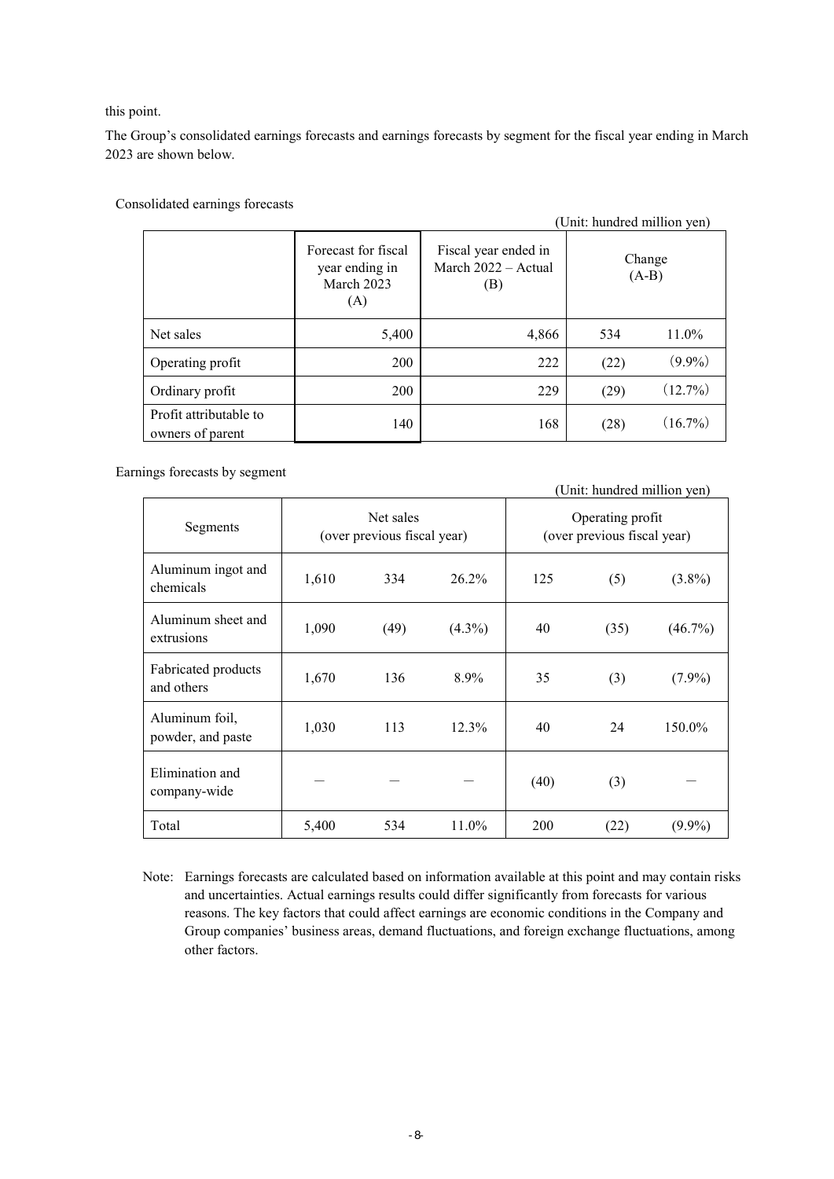this point.

The Group's consolidated earnings forecasts and earnings forecasts by segment for the fiscal year ending in March 2023 are shown below.

Consolidated earnings forecasts

(Unit: hundred million yen)

| | Forecast for fiscal year ending in March 2023 (A) | Fiscal year ended in March 2022 – Actual (B) | Change (A-B) | |
|---|---|---|---|---|
| Net sales | 5,400 | 4,866 | 534 | 11.0% |
| Operating profit | 200 | 222 | (22) | (9.9%) |
| Ordinary profit | 200 | 229 | (29) | (12.7%) |
| Profit attributable to owners of parent | 140 | 168 | (28) | (16.7%) |

Earnings forecasts by segment

(Unit: hundred million yen)

| Segments | Net sales (over previous fiscal year) | | | Operating profit (over previous fiscal year) | | |
|---|---|---|---|---|---|---|
| Aluminum ingot and chemicals | 1,610 | 334 | 26.2% | 125 | (5) | (3.8%) |
| Aluminum sheet and extrusions | 1,090 | (49) | (4.3%) | 40 | (35) | (46.7%) |
| Fabricated products and others | 1,670 | 136 | 8.9% | 35 | (3) | (7.9%) |
| Aluminum foil, powder, and paste | 1,030 | 113 | 12.3% | 40 | 24 | 150.0% |
| Elimination and company-wide | — | — | — | (40) | (3) | — |
| Total | 5,400 | 534 | 11.0% | 200 | (22) | (9.9%) |

Note: Earnings forecasts are calculated based on information available at this point and may contain risks and uncertainties. Actual earnings results could differ significantly from forecasts for various reasons. The key factors that could affect earnings are economic conditions in the Company and Group companies' business areas, demand fluctuations, and foreign exchange fluctuations, among other factors.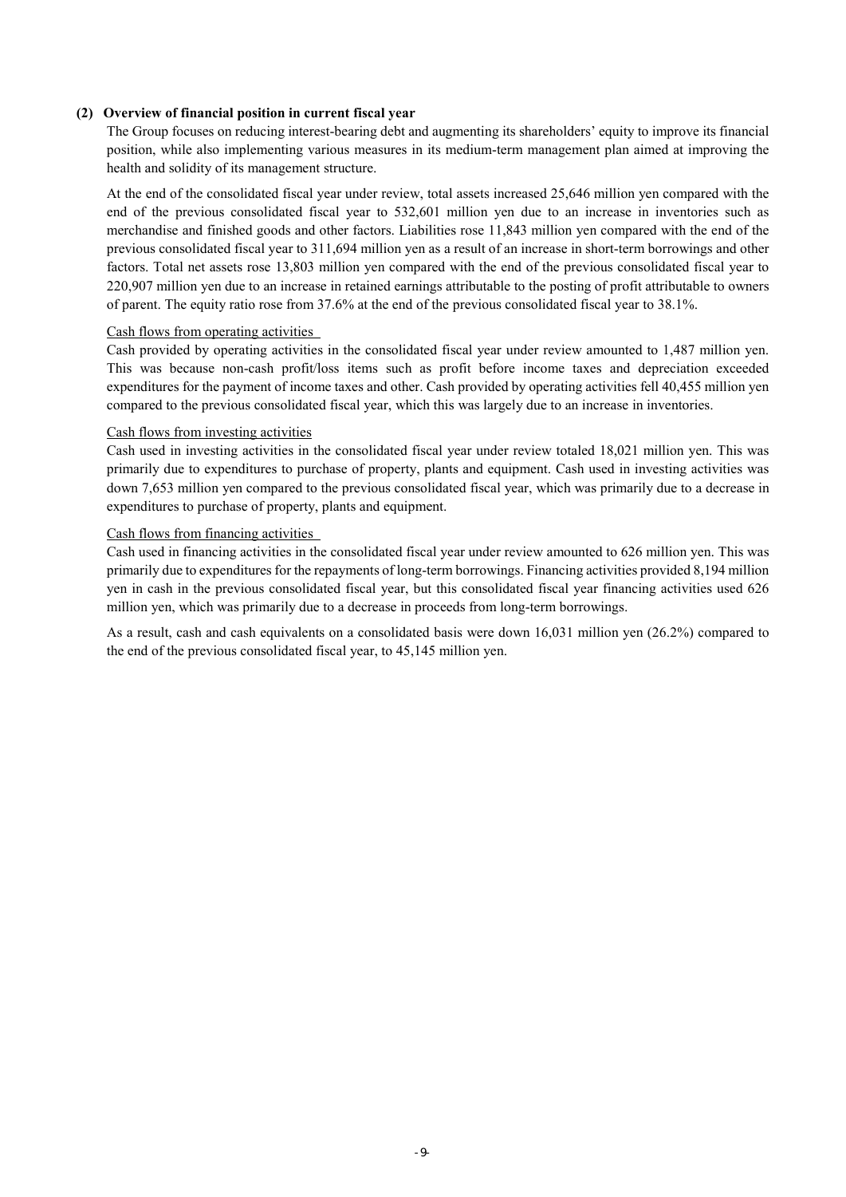### (2) Overview of financial position in current fiscal year

The Group focuses on reducing interest-bearing debt and augmenting its shareholders' equity to improve its financial position, while also implementing various measures in its medium-term management plan aimed at improving the health and solidity of its management structure.

At the end of the consolidated fiscal year under review, total assets increased 25,646 million yen compared with the end of the previous consolidated fiscal year to 532,601 million yen due to an increase in inventories such as merchandise and finished goods and other factors. Liabilities rose 11,843 million yen compared with the end of the previous consolidated fiscal year to 311,694 million yen as a result of an increase in short-term borrowings and other factors. Total net assets rose 13,803 million yen compared with the end of the previous consolidated fiscal year to 220,907 million yen due to an increase in retained earnings attributable to the posting of profit attributable to owners of parent. The equity ratio rose from 37.6% at the end of the previous consolidated fiscal year to 38.1%.

Cash flows from operating activities

Cash provided by operating activities in the consolidated fiscal year under review amounted to 1,487 million yen. This was because non-cash profit/loss items such as profit before income taxes and depreciation exceeded expenditures for the payment of income taxes and other. Cash provided by operating activities fell 40,455 million yen compared to the previous consolidated fiscal year, which this was largely due to an increase in inventories.

Cash flows from investing activities

Cash used in investing activities in the consolidated fiscal year under review totaled 18,021 million yen. This was primarily due to expenditures to purchase of property, plants and equipment. Cash used in investing activities was down 7,653 million yen compared to the previous consolidated fiscal year, which was primarily due to a decrease in expenditures to purchase of property, plants and equipment.

Cash flows from financing activities

Cash used in financing activities in the consolidated fiscal year under review amounted to 626 million yen. This was primarily due to expenditures for the repayments of long-term borrowings. Financing activities provided 8,194 million yen in cash in the previous consolidated fiscal year, but this consolidated fiscal year financing activities used 626 million yen, which was primarily due to a decrease in proceeds from long-term borrowings.

As a result, cash and cash equivalents on a consolidated basis were down 16,031 million yen (26.2%) compared to the end of the previous consolidated fiscal year, to 45,145 million yen.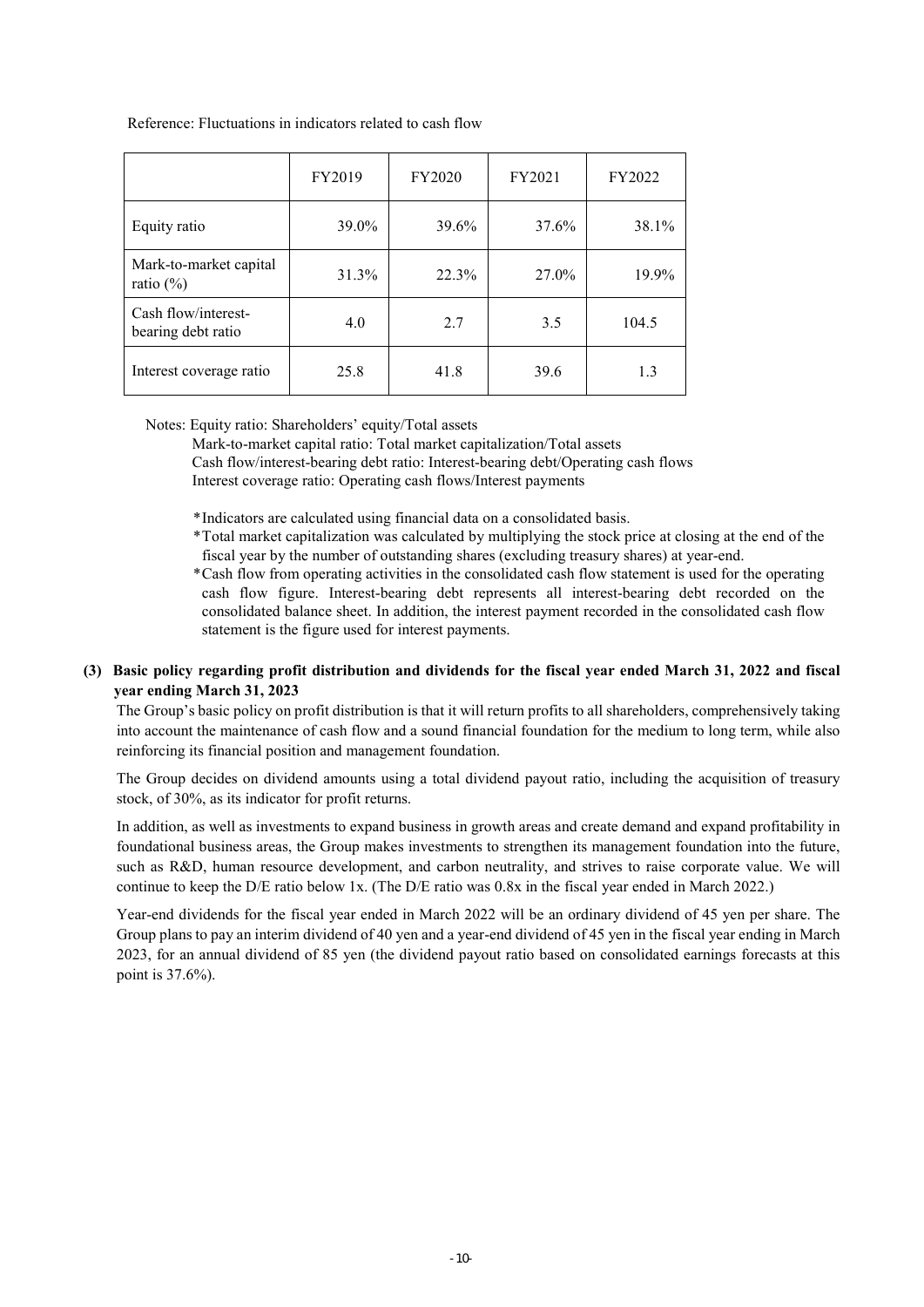Reference: Fluctuations in indicators related to cash flow

| | FY2019 | FY2020 | FY2021 | FY2022 |
|---|---|---|---|---|
| Equity ratio | 39.0% | 39.6% | 37.6% | 38.1% |
| Mark-to-market capital ratio (%) | 31.3% | 22.3% | 27.0% | 19.9% |
| Cash flow/interest-bearing debt ratio | 4.0 | 2.7 | 3.5 | 104.5 |
| Interest coverage ratio | 25.8 | 41.8 | 39.6 | 1.3 |

Notes: Equity ratio: Shareholders' equity/Total assets
Mark-to-market capital ratio: Total market capitalization/Total assets
Cash flow/interest-bearing debt ratio: Interest-bearing debt/Operating cash flows
Interest coverage ratio: Operating cash flows/Interest payments

*Indicators are calculated using financial data on a consolidated basis.
*Total market capitalization was calculated by multiplying the stock price at closing at the end of the fiscal year by the number of outstanding shares (excluding treasury shares) at year-end.
*Cash flow from operating activities in the consolidated cash flow statement is used for the operating cash flow figure. Interest-bearing debt represents all interest-bearing debt recorded on the consolidated balance sheet. In addition, the interest payment recorded in the consolidated cash flow statement is the figure used for interest payments.

### (3) Basic policy regarding profit distribution and dividends for the fiscal year ended March 31, 2022 and fiscal year ending March 31, 2023

The Group's basic policy on profit distribution is that it will return profits to all shareholders, comprehensively taking into account the maintenance of cash flow and a sound financial foundation for the medium to long term, while also reinforcing its financial position and management foundation.

The Group decides on dividend amounts using a total dividend payout ratio, including the acquisition of treasury stock, of 30%, as its indicator for profit returns.

In addition, as well as investments to expand business in growth areas and create demand and expand profitability in foundational business areas, the Group makes investments to strengthen its management foundation into the future, such as R&D, human resource development, and carbon neutrality, and strives to raise corporate value. We will continue to keep the D/E ratio below 1x. (The D/E ratio was 0.8x in the fiscal year ended in March 2022.)

Year-end dividends for the fiscal year ended in March 2022 will be an ordinary dividend of 45 yen per share. The Group plans to pay an interim dividend of 40 yen and a year-end dividend of 45 yen in the fiscal year ending in March 2023, for an annual dividend of 85 yen (the dividend payout ratio based on consolidated earnings forecasts at this point is 37.6%).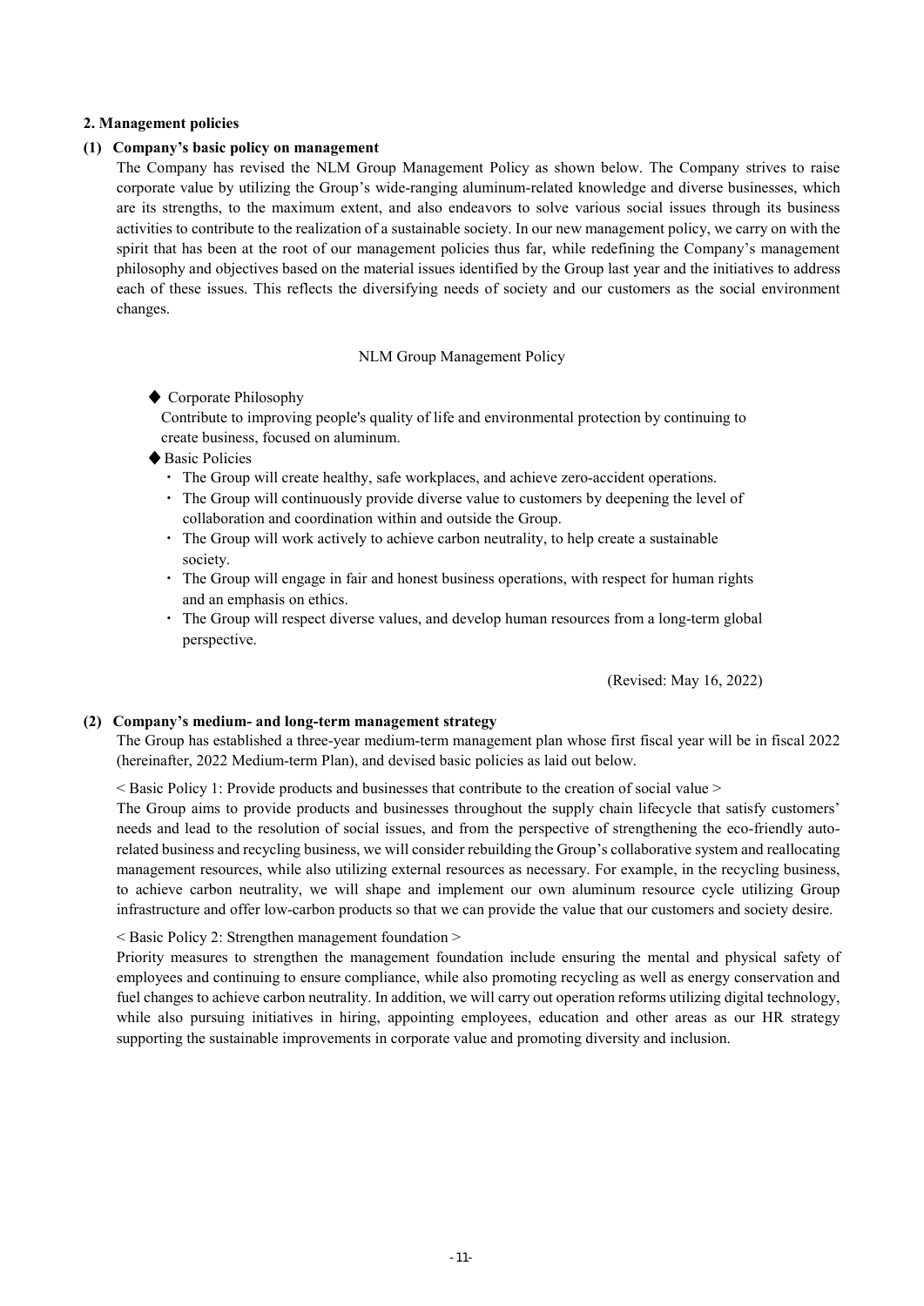## 2. Management policies

### (1) Company's basic policy on management

The Company has revised the NLM Group Management Policy as shown below. The Company strives to raise corporate value by utilizing the Group's wide-ranging aluminum-related knowledge and diverse businesses, which are its strengths, to the maximum extent, and also endeavors to solve various social issues through its business activities to contribute to the realization of a sustainable society. In our new management policy, we carry on with the spirit that has been at the root of our management policies thus far, while redefining the Company's management philosophy and objectives based on the material issues identified by the Group last year and the initiatives to address each of these issues. This reflects the diversifying needs of society and our customers as the social environment changes.

NLM Group Management Policy

◆ Corporate Philosophy

Contribute to improving people's quality of life and environmental protection by continuing to create business, focused on aluminum.

◆ Basic Policies

- The Group will create healthy, safe workplaces, and achieve zero-accident operations.
- The Group will continuously provide diverse value to customers by deepening the level of collaboration and coordination within and outside the Group.
- The Group will work actively to achieve carbon neutrality, to help create a sustainable society.
- The Group will engage in fair and honest business operations, with respect for human rights and an emphasis on ethics.
- The Group will respect diverse values, and develop human resources from a long-term global perspective.

(Revised: May 16, 2022)

### (2) Company's medium- and long-term management strategy

The Group has established a three-year medium-term management plan whose first fiscal year will be in fiscal 2022 (hereinafter, 2022 Medium-term Plan), and devised basic policies as laid out below.

< Basic Policy 1: Provide products and businesses that contribute to the creation of social value >

The Group aims to provide products and businesses throughout the supply chain lifecycle that satisfy customers' needs and lead to the resolution of social issues, and from the perspective of strengthening the eco-friendly auto-related business and recycling business, we will consider rebuilding the Group's collaborative system and reallocating management resources, while also utilizing external resources as necessary. For example, in the recycling business, to achieve carbon neutrality, we will shape and implement our own aluminum resource cycle utilizing Group infrastructure and offer low-carbon products so that we can provide the value that our customers and society desire.

< Basic Policy 2: Strengthen management foundation >

Priority measures to strengthen the management foundation include ensuring the mental and physical safety of employees and continuing to ensure compliance, while also promoting recycling as well as energy conservation and fuel changes to achieve carbon neutrality. In addition, we will carry out operation reforms utilizing digital technology, while also pursuing initiatives in hiring, appointing employees, education and other areas as our HR strategy supporting the sustainable improvements in corporate value and promoting diversity and inclusion.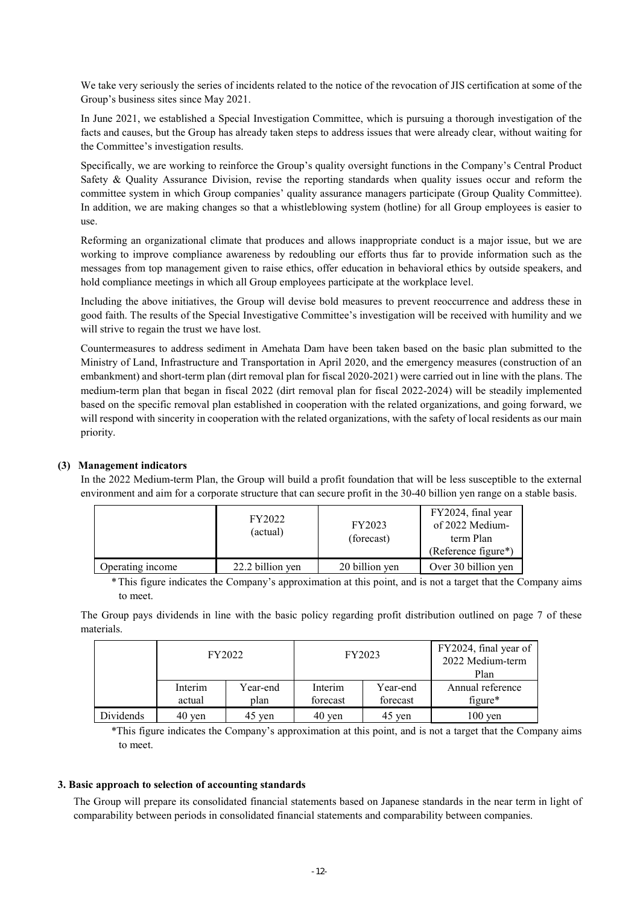We take very seriously the series of incidents related to the notice of the revocation of JIS certification at some of the Group's business sites since May 2021.

In June 2021, we established a Special Investigation Committee, which is pursuing a thorough investigation of the facts and causes, but the Group has already taken steps to address issues that were already clear, without waiting for the Committee's investigation results.

Specifically, we are working to reinforce the Group's quality oversight functions in the Company's Central Product Safety & Quality Assurance Division, revise the reporting standards when quality issues occur and reform the committee system in which Group companies' quality assurance managers participate (Group Quality Committee). In addition, we are making changes so that a whistleblowing system (hotline) for all Group employees is easier to use.

Reforming an organizational climate that produces and allows inappropriate conduct is a major issue, but we are working to improve compliance awareness by redoubling our efforts thus far to provide information such as the messages from top management given to raise ethics, offer education in behavioral ethics by outside speakers, and hold compliance meetings in which all Group employees participate at the workplace level.

Including the above initiatives, the Group will devise bold measures to prevent reoccurrence and address these in good faith. The results of the Special Investigative Committee's investigation will be received with humility and we will strive to regain the trust we have lost.

Countermeasures to address sediment in Amehata Dam have been taken based on the basic plan submitted to the Ministry of Land, Infrastructure and Transportation in April 2020, and the emergency measures (construction of an embankment) and short-term plan (dirt removal plan for fiscal 2020-2021) were carried out in line with the plans. The medium-term plan that began in fiscal 2022 (dirt removal plan for fiscal 2022-2024) will be steadily implemented based on the specific removal plan established in cooperation with the related organizations, and going forward, we will respond with sincerity in cooperation with the related organizations, with the safety of local residents as our main priority.

**(3) Management indicators**

In the 2022 Medium-term Plan, the Group will build a profit foundation that will be less susceptible to the external environment and aim for a corporate structure that can secure profit in the 30-40 billion yen range on a stable basis.

| | FY2022 (actual) | FY2023 (forecast) | FY2024, final year of 2022 Medium-term Plan (Reference figure*) |
|---|---|---|---|
| Operating income | 22.2 billion yen | 20 billion yen | Over 30 billion yen |

\* This figure indicates the Company's approximation at this point, and is not a target that the Company aims to meet.

The Group pays dividends in line with the basic policy regarding profit distribution outlined on page 7 of these materials.

| | FY2022 | | FY2023 | | FY2024, final year of 2022 Medium-term Plan |
|---|---|---|---|---|---|
| | Interim actual | Year-end plan | Interim forecast | Year-end forecast | Annual reference figure* |
| Dividends | 40 yen | 45 yen | 40 yen | 45 yen | 100 yen |

\*This figure indicates the Company's approximation at this point, and is not a target that the Company aims to meet.

**3. Basic approach to selection of accounting standards**

The Group will prepare its consolidated financial statements based on Japanese standards in the near term in light of comparability between periods in consolidated financial statements and comparability between companies.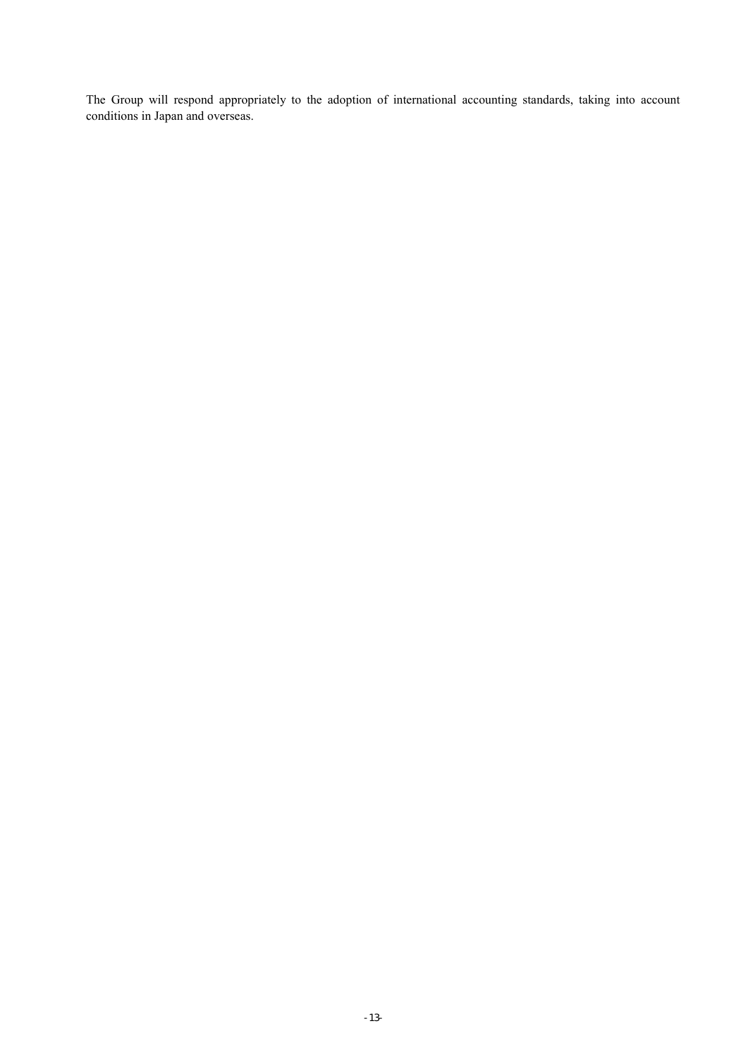The Group will respond appropriately to the adoption of international accounting standards, taking into account conditions in Japan and overseas.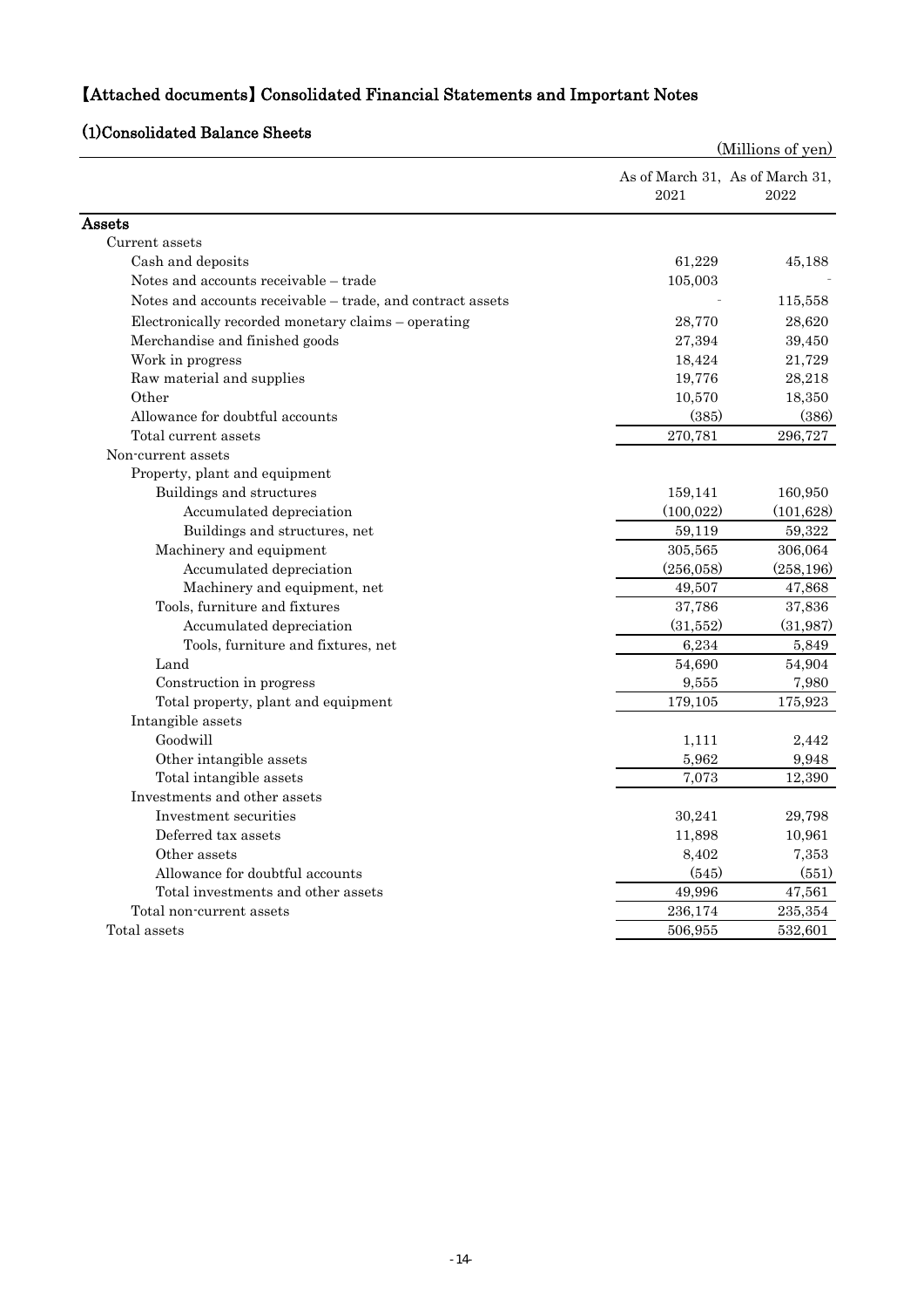# 【Attached documents】Consolidated Financial Statements and Important Notes

## (1)Consolidated Balance Sheets

(Millions of yen)

| | As of March 31, 2021 | As of March 31, 2022 |
|---|---|---|
| **Assets** | | |
| Current assets | | |
| Cash and deposits | 61,229 | 45,188 |
| Notes and accounts receivable – trade | 105,003 | - |
| Notes and accounts receivable – trade, and contract assets | - | 115,558 |
| Electronically recorded monetary claims – operating | 28,770 | 28,620 |
| Merchandise and finished goods | 27,394 | 39,450 |
| Work in progress | 18,424 | 21,729 |
| Raw material and supplies | 19,776 | 28,218 |
| Other | 10,570 | 18,350 |
| Allowance for doubtful accounts | (385) | (386) |
| Total current assets | 270,781 | 296,727 |
| Non-current assets | | |
| Property, plant and equipment | | |
| Buildings and structures | 159,141 | 160,950 |
| Accumulated depreciation | (100,022) | (101,628) |
| Buildings and structures, net | 59,119 | 59,322 |
| Machinery and equipment | 305,565 | 306,064 |
| Accumulated depreciation | (256,058) | (258,196) |
| Machinery and equipment, net | 49,507 | 47,868 |
| Tools, furniture and fixtures | 37,786 | 37,836 |
| Accumulated depreciation | (31,552) | (31,987) |
| Tools, furniture and fixtures, net | 6,234 | 5,849 |
| Land | 54,690 | 54,904 |
| Construction in progress | 9,555 | 7,980 |
| Total property, plant and equipment | 179,105 | 175,923 |
| Intangible assets | | |
| Goodwill | 1,111 | 2,442 |
| Other intangible assets | 5,962 | 9,948 |
| Total intangible assets | 7,073 | 12,390 |
| Investments and other assets | | |
| Investment securities | 30,241 | 29,798 |
| Deferred tax assets | 11,898 | 10,961 |
| Other assets | 8,402 | 7,353 |
| Allowance for doubtful accounts | (545) | (551) |
| Total investments and other assets | 49,996 | 47,561 |
| Total non-current assets | 236,174 | 235,354 |
| Total assets | 506,955 | 532,601 |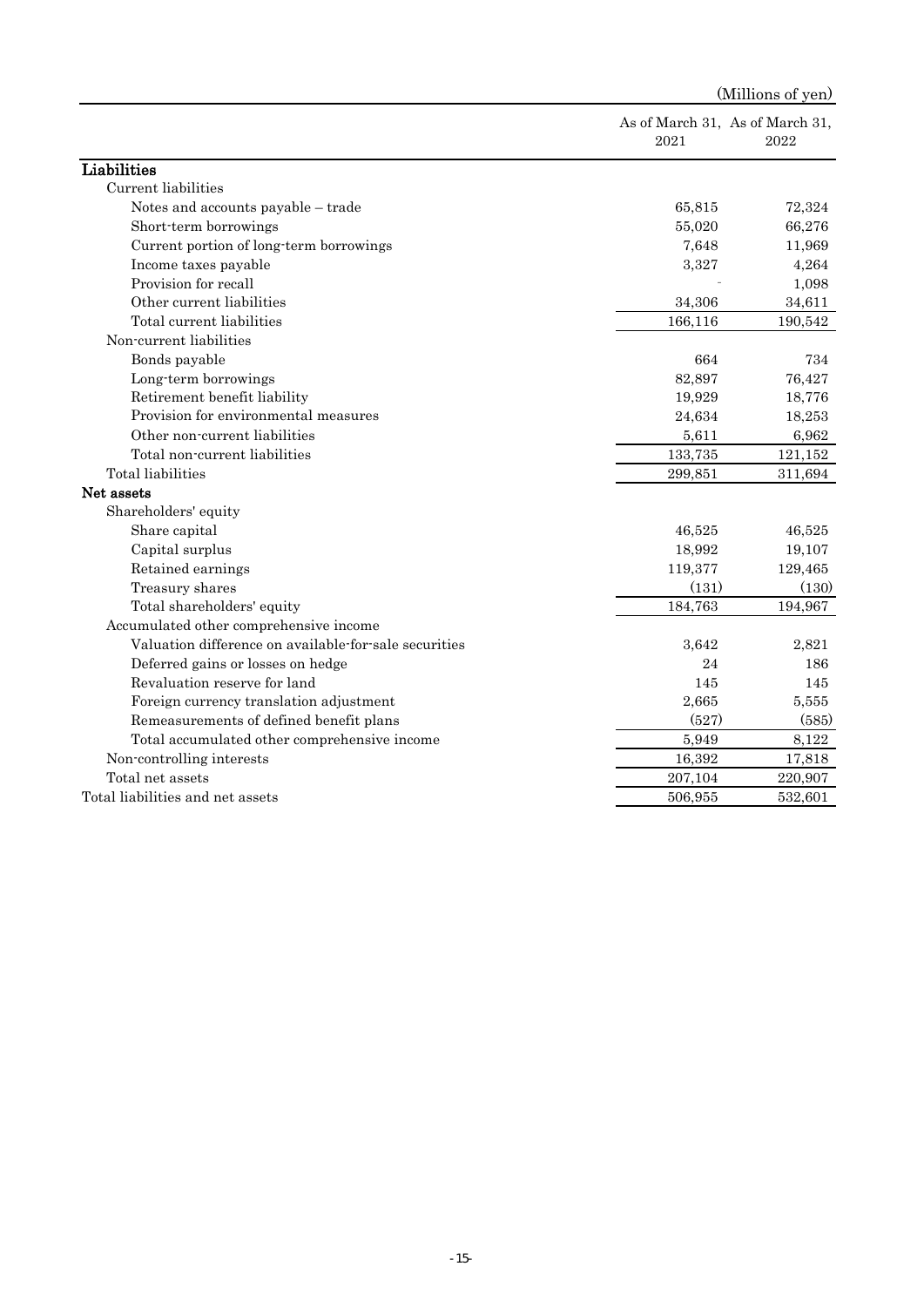(Millions of yen)

| | As of March 31, 2021 | As of March 31, 2022 |
|---|---|---|
| **Liabilities** | | |
| Current liabilities | | |
| Notes and accounts payable – trade | 65,815 | 72,324 |
| Short-term borrowings | 55,020 | 66,276 |
| Current portion of long-term borrowings | 7,648 | 11,969 |
| Income taxes payable | 3,327 | 4,264 |
| Provision for recall | - | 1,098 |
| Other current liabilities | 34,306 | 34,611 |
| Total current liabilities | 166,116 | 190,542 |
| Non-current liabilities | | |
| Bonds payable | 664 | 734 |
| Long-term borrowings | 82,897 | 76,427 |
| Retirement benefit liability | 19,929 | 18,776 |
| Provision for environmental measures | 24,634 | 18,253 |
| Other non-current liabilities | 5,611 | 6,962 |
| Total non-current liabilities | 133,735 | 121,152 |
| Total liabilities | 299,851 | 311,694 |
| **Net assets** | | |
| Shareholders' equity | | |
| Share capital | 46,525 | 46,525 |
| Capital surplus | 18,992 | 19,107 |
| Retained earnings | 119,377 | 129,465 |
| Treasury shares | (131) | (130) |
| Total shareholders' equity | 184,763 | 194,967 |
| Accumulated other comprehensive income | | |
| Valuation difference on available-for-sale securities | 3,642 | 2,821 |
| Deferred gains or losses on hedge | 24 | 186 |
| Revaluation reserve for land | 145 | 145 |
| Foreign currency translation adjustment | 2,665 | 5,555 |
| Remeasurements of defined benefit plans | (527) | (585) |
| Total accumulated other comprehensive income | 5,949 | 8,122 |
| Non-controlling interests | 16,392 | 17,818 |
| Total net assets | 207,104 | 220,907 |
| Total liabilities and net assets | 506,955 | 532,601 |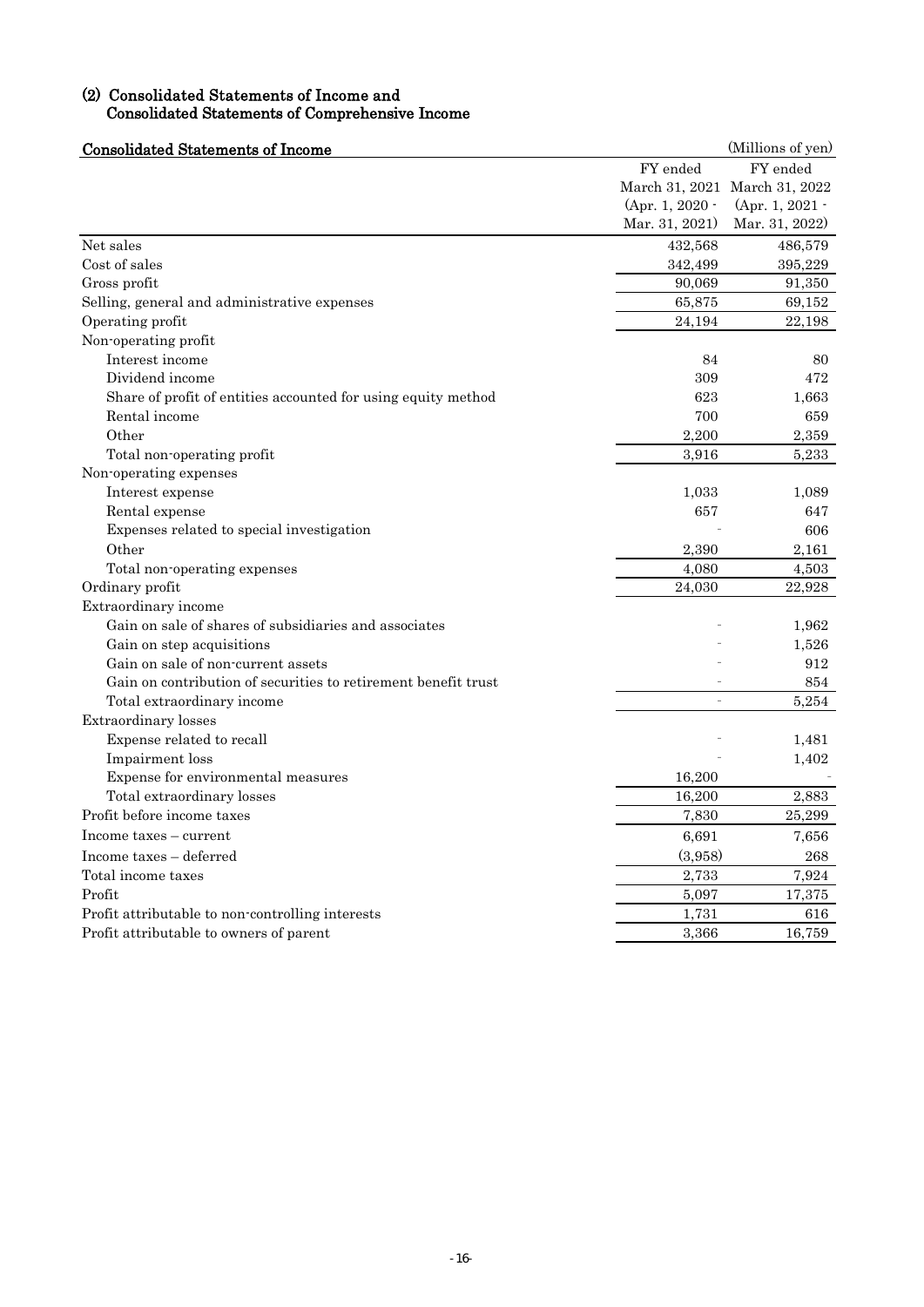### (2) Consolidated Statements of Income and Consolidated Statements of Comprehensive Income

**Consolidated Statements of Income**

(Millions of yen)

| | FY ended March 31, 2021 (Apr. 1, 2020 - Mar. 31, 2021) | FY ended March 31, 2022 (Apr. 1, 2021 - Mar. 31, 2022) |
|---|---|---|
| Net sales | 432,568 | 486,579 |
| Cost of sales | 342,499 | 395,229 |
| Gross profit | 90,069 | 91,350 |
| Selling, general and administrative expenses | 65,875 | 69,152 |
| Operating profit | 24,194 | 22,198 |
| Non-operating profit | | |
| Interest income | 84 | 80 |
| Dividend income | 309 | 472 |
| Share of profit of entities accounted for using equity method | 623 | 1,663 |
| Rental income | 700 | 659 |
| Other | 2,200 | 2,359 |
| Total non-operating profit | 3,916 | 5,233 |
| Non-operating expenses | | |
| Interest expense | 1,033 | 1,089 |
| Rental expense | 657 | 647 |
| Expenses related to special investigation | - | 606 |
| Other | 2,390 | 2,161 |
| Total non-operating expenses | 4,080 | 4,503 |
| Ordinary profit | 24,030 | 22,928 |
| Extraordinary income | | |
| Gain on sale of shares of subsidiaries and associates | - | 1,962 |
| Gain on step acquisitions | - | 1,526 |
| Gain on sale of non-current assets | - | 912 |
| Gain on contribution of securities to retirement benefit trust | - | 854 |
| Total extraordinary income | - | 5,254 |
| Extraordinary losses | | |
| Expense related to recall | - | 1,481 |
| Impairment loss | - | 1,402 |
| Expense for environmental measures | 16,200 | - |
| Total extraordinary losses | 16,200 | 2,883 |
| Profit before income taxes | 7,830 | 25,299 |
| Income taxes – current | 6,691 | 7,656 |
| Income taxes – deferred | (3,958) | 268 |
| Total income taxes | 2,733 | 7,924 |
| Profit | 5,097 | 17,375 |
| Profit attributable to non-controlling interests | 1,731 | 616 |
| Profit attributable to owners of parent | 3,366 | 16,759 |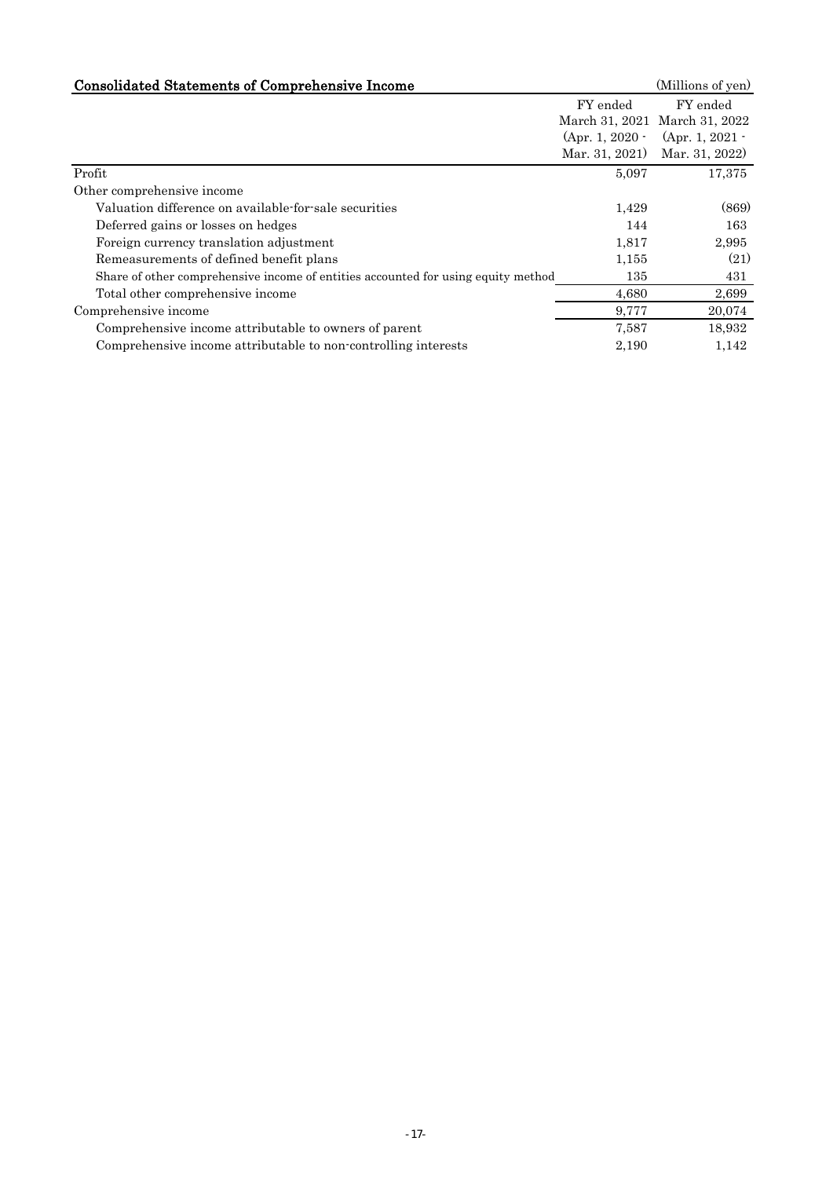## Consolidated Statements of Comprehensive Income

(Millions of yen)

| | FY ended March 31, 2021 (Apr. 1, 2020 - Mar. 31, 2021) | FY ended March 31, 2022 (Apr. 1, 2021 - Mar. 31, 2022) |
|---|---|---|
| Profit | 5,097 | 17,375 |
| Other comprehensive income | | |
| Valuation difference on available-for-sale securities | 1,429 | (869) |
| Deferred gains or losses on hedges | 144 | 163 |
| Foreign currency translation adjustment | 1,817 | 2,995 |
| Remeasurements of defined benefit plans | 1,155 | (21) |
| Share of other comprehensive income of entities accounted for using equity method | 135 | 431 |
| Total other comprehensive income | 4,680 | 2,699 |
| Comprehensive income | 9,777 | 20,074 |
| Comprehensive income attributable to owners of parent | 7,587 | 18,932 |
| Comprehensive income attributable to non-controlling interests | 2,190 | 1,142 |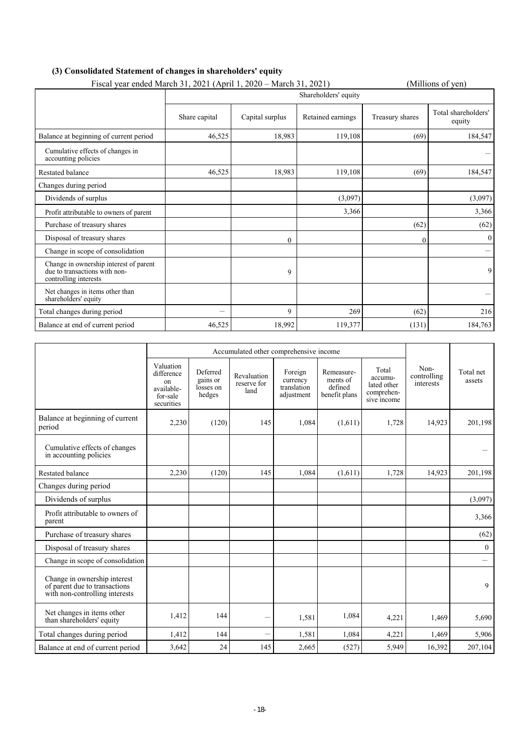### (3) Consolidated Statement of changes in shareholders' equity

Fiscal year ended March 31, 2021 (April 1, 2020 – March 31, 2021) (Millions of yen)

| | Shareholders' equity | | | | |
|---|---|---|---|---|---|
| | Share capital | Capital surplus | Retained earnings | Treasury shares | Total shareholders' equity |
| Balance at beginning of current period | 46,525 | 18,983 | 119,108 | (69) | 184,547 |
| Cumulative effects of changes in accounting policies | | | | | – |
| Restated balance | 46,525 | 18,983 | 119,108 | (69) | 184,547 |
| Changes during period | | | | | |
| Dividends of surplus | | | (3,097) | | (3,097) |
| Profit attributable to owners of parent | | | 3,366 | | 3,366 |
| Purchase of treasury shares | | | | (62) | (62) |
| Disposal of treasury shares | | 0 | | 0 | 0 |
| Change in scope of consolidation | | | | | – |
| Change in ownership interest of parent due to transactions with non-controlling interests | | 9 | | | 9 |
| Net changes in items other than shareholders' equity | | | | | – |
| Total changes during period | – | 9 | 269 | (62) | 216 |
| Balance at end of current period | 46,525 | 18,992 | 119,377 | (131) | 184,763 |

| | Accumulated other comprehensive income | | | | | | Non-controlling interests | Total net assets |
|---|---|---|---|---|---|---|---|---|
| | Valuation difference on available-for-sale securities | Deferred gains or losses on hedges | Revaluation reserve for land | Foreign currency translation adjustment | Remeasurements of defined benefit plans | Total accumulated other comprehensive income | | |
| Balance at beginning of current period | 2,230 | (120) | 145 | 1,084 | (1,611) | 1,728 | 14,923 | 201,198 |
| Cumulative effects of changes in accounting policies | | | | | | | | – |
| Restated balance | 2,230 | (120) | 145 | 1,084 | (1,611) | 1,728 | 14,923 | 201,198 |
| Changes during period | | | | | | | | |
| Dividends of surplus | | | | | | | | (3,097) |
| Profit attributable to owners of parent | | | | | | | | 3,366 |
| Purchase of treasury shares | | | | | | | | (62) |
| Disposal of treasury shares | | | | | | | | 0 |
| Change in scope of consolidation | | | | | | | | – |
| Change in ownership interest of parent due to transactions with non-controlling interests | | | | | | | | 9 |
| Net changes in items other than shareholders' equity | 1,412 | 144 | – | 1,581 | 1,084 | 4,221 | 1,469 | 5,690 |
| Total changes during period | 1,412 | 144 | – | 1,581 | 1,084 | 4,221 | 1,469 | 5,906 |
| Balance at end of current period | 3,642 | 24 | 145 | 2,665 | (527) | 5,949 | 16,392 | 207,104 |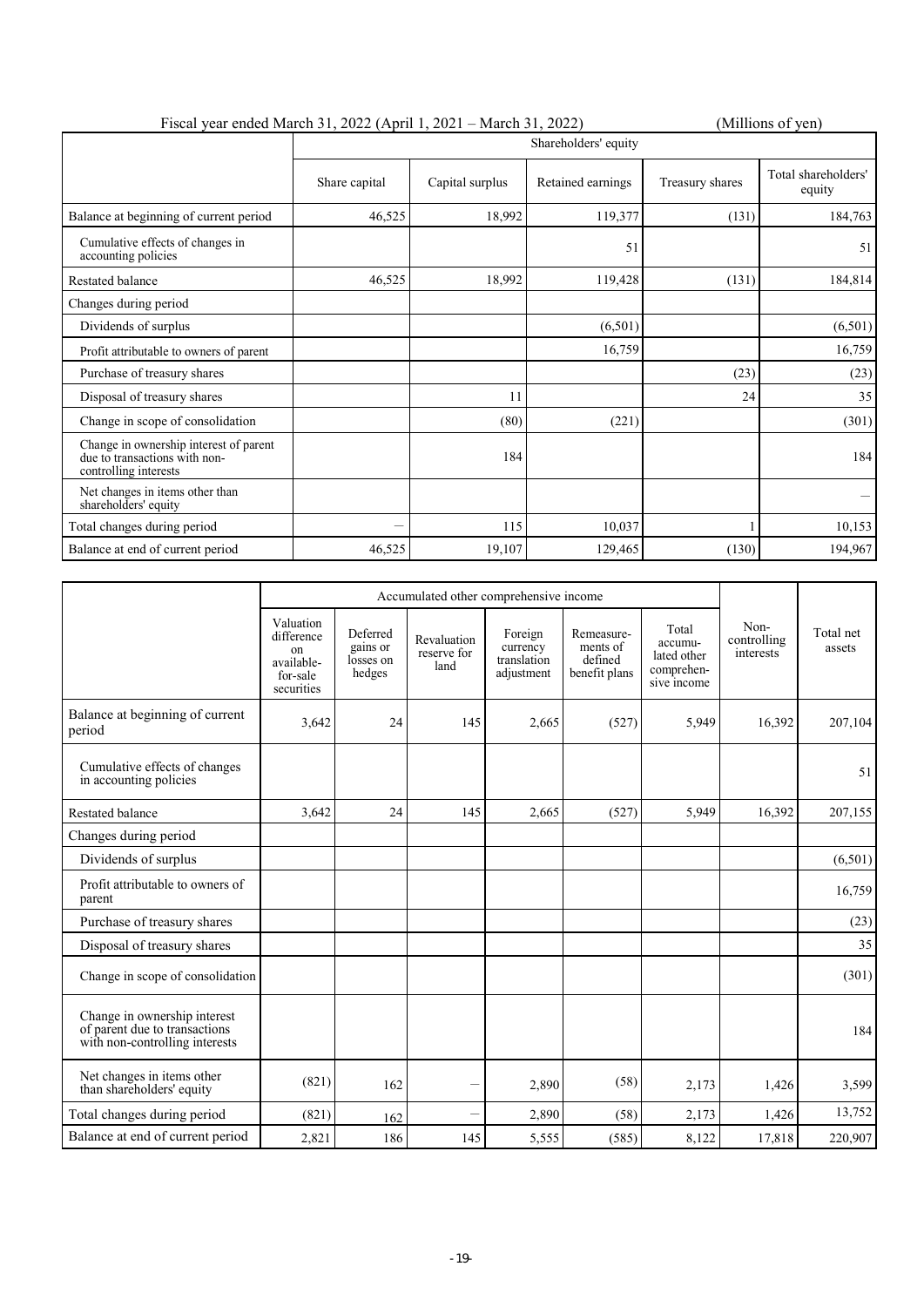Fiscal year ended March 31, 2022 (April 1, 2021 – March 31, 2022) (Millions of yen)

| | Shareholders' equity | | | | |
|---|---|---|---|---|---|
| | Share capital | Capital surplus | Retained earnings | Treasury shares | Total shareholders' equity |
| Balance at beginning of current period | 46,525 | 18,992 | 119,377 | (131) | 184,763 |
| Cumulative effects of changes in accounting policies | | | 51 | | 51 |
| Restated balance | 46,525 | 18,992 | 119,428 | (131) | 184,814 |
| Changes during period | | | | | |
| Dividends of surplus | | | (6,501) | | (6,501) |
| Profit attributable to owners of parent | | | 16,759 | | 16,759 |
| Purchase of treasury shares | | | | (23) | (23) |
| Disposal of treasury shares | | 11 | | 24 | 35 |
| Change in scope of consolidation | | (80) | (221) | | (301) |
| Change in ownership interest of parent due to transactions with non-controlling interests | | 184 | | | 184 |
| Net changes in items other than shareholders' equity | | | | | － |
| Total changes during period | － | 115 | 10,037 | 1 | 10,153 |
| Balance at end of current period | 46,525 | 19,107 | 129,465 | (130) | 194,967 |

| | Accumulated other comprehensive income | | | | | | Non-controlling interests | Total net assets |
|---|---|---|---|---|---|---|---|---|
| | Valuation difference on available-for-sale securities | Deferred gains or losses on hedges | Revaluation reserve for land | Foreign currency translation adjustment | Remeasurements of defined benefit plans | Total accumulated other comprehensive income | | |
| Balance at beginning of current period | 3,642 | 24 | 145 | 2,665 | (527) | 5,949 | 16,392 | 207,104 |
| Cumulative effects of changes in accounting policies | | | | | | | | 51 |
| Restated balance | 3,642 | 24 | 145 | 2,665 | (527) | 5,949 | 16,392 | 207,155 |
| Changes during period | | | | | | | | |
| Dividends of surplus | | | | | | | | (6,501) |
| Profit attributable to owners of parent | | | | | | | | 16,759 |
| Purchase of treasury shares | | | | | | | | (23) |
| Disposal of treasury shares | | | | | | | | 35 |
| Change in scope of consolidation | | | | | | | | (301) |
| Change in ownership interest of parent due to transactions with non-controlling interests | | | | | | | | 184 |
| Net changes in items other than shareholders' equity | (821) | 162 | － | 2,890 | (58) | 2,173 | 1,426 | 3,599 |
| Total changes during period | (821) | 162 | － | 2,890 | (58) | 2,173 | 1,426 | 13,752 |
| Balance at end of current period | 2,821 | 186 | 145 | 5,555 | (585) | 8,122 | 17,818 | 220,907 |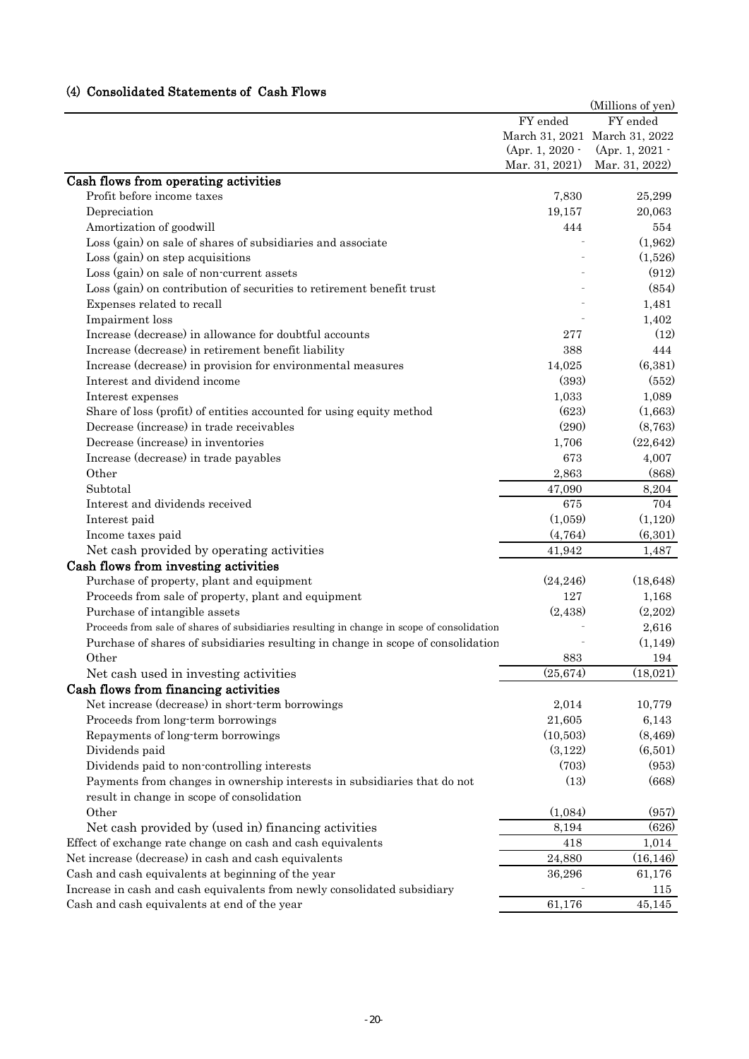## (4) Consolidated Statements of Cash Flows

(Millions of yen)

| | FY ended March 31, 2021 (Apr. 1, 2020 - Mar. 31, 2021) | FY ended March 31, 2022 (Apr. 1, 2021 - Mar. 31, 2022) |
|---|---|---|
| **Cash flows from operating activities** | | |
| Profit before income taxes | 7,830 | 25,299 |
| Depreciation | 19,157 | 20,063 |
| Amortization of goodwill | 444 | 554 |
| Loss (gain) on sale of shares of subsidiaries and associate | - | (1,962) |
| Loss (gain) on step acquisitions | - | (1,526) |
| Loss (gain) on sale of non-current assets | - | (912) |
| Loss (gain) on contribution of securities to retirement benefit trust | - | (854) |
| Expenses related to recall | - | 1,481 |
| Impairment loss | - | 1,402 |
| Increase (decrease) in allowance for doubtful accounts | 277 | (12) |
| Increase (decrease) in retirement benefit liability | 388 | 444 |
| Increase (decrease) in provision for environmental measures | 14,025 | (6,381) |
| Interest and dividend income | (393) | (552) |
| Interest expenses | 1,033 | 1,089 |
| Share of loss (profit) of entities accounted for using equity method | (623) | (1,663) |
| Decrease (increase) in trade receivables | (290) | (8,763) |
| Decrease (increase) in inventories | 1,706 | (22,642) |
| Increase (decrease) in trade payables | 673 | 4,007 |
| Other | 2,863 | (868) |
| Subtotal | 47,090 | 8,204 |
| Interest and dividends received | 675 | 704 |
| Interest paid | (1,059) | (1,120) |
| Income taxes paid | (4,764) | (6,301) |
| Net cash provided by operating activities | 41,942 | 1,487 |
| **Cash flows from investing activities** | | |
| Purchase of property, plant and equipment | (24,246) | (18,648) |
| Proceeds from sale of property, plant and equipment | 127 | 1,168 |
| Purchase of intangible assets | (2,438) | (2,202) |
| Proceeds from sale of shares of subsidiaries resulting in change in scope of consolidation | - | 2,616 |
| Purchase of shares of subsidiaries resulting in change in scope of consolidation | - | (1,149) |
| Other | 883 | 194 |
| Net cash used in investing activities | (25,674) | (18,021) |
| **Cash flows from financing activities** | | |
| Net increase (decrease) in short-term borrowings | 2,014 | 10,779 |
| Proceeds from long-term borrowings | 21,605 | 6,143 |
| Repayments of long-term borrowings | (10,503) | (8,469) |
| Dividends paid | (3,122) | (6,501) |
| Dividends paid to non-controlling interests | (703) | (953) |
| Payments from changes in ownership interests in subsidiaries that do not result in change in scope of consolidation | (13) | (668) |
| Other | (1,084) | (957) |
| Net cash provided by (used in) financing activities | 8,194 | (626) |
| Effect of exchange rate change on cash and cash equivalents | 418 | 1,014 |
| Net increase (decrease) in cash and cash equivalents | 24,880 | (16,146) |
| Cash and cash equivalents at beginning of the year | 36,296 | 61,176 |
| Increase in cash and cash equivalents from newly consolidated subsidiary | - | 115 |
| Cash and cash equivalents at end of the year | 61,176 | 45,145 |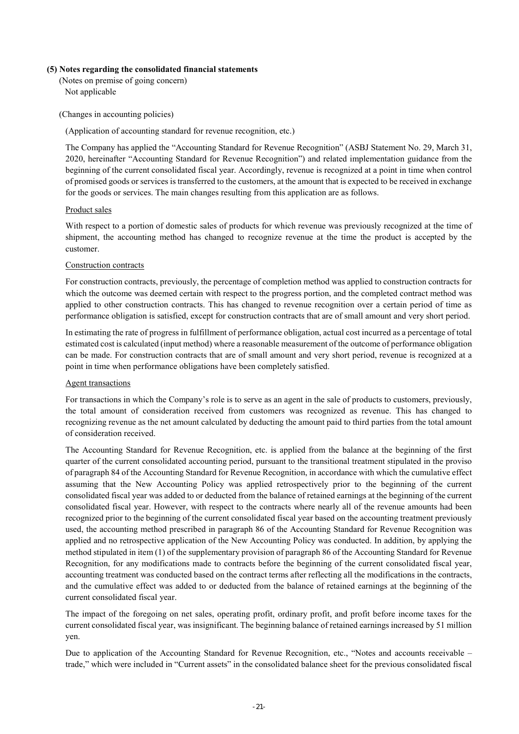### (5) Notes regarding the consolidated financial statements

(Notes on premise of going concern)

Not applicable

(Changes in accounting policies)

(Application of accounting standard for revenue recognition, etc.)

The Company has applied the "Accounting Standard for Revenue Recognition" (ASBJ Statement No. 29, March 31, 2020, hereinafter "Accounting Standard for Revenue Recognition") and related implementation guidance from the beginning of the current consolidated fiscal year. Accordingly, revenue is recognized at a point in time when control of promised goods or services is transferred to the customers, at the amount that is expected to be received in exchange for the goods or services. The main changes resulting from this application are as follows.

Product sales

With respect to a portion of domestic sales of products for which revenue was previously recognized at the time of shipment, the accounting method has changed to recognize revenue at the time the product is accepted by the customer.

Construction contracts

For construction contracts, previously, the percentage of completion method was applied to construction contracts for which the outcome was deemed certain with respect to the progress portion, and the completed contract method was applied to other construction contracts. This has changed to revenue recognition over a certain period of time as performance obligation is satisfied, except for construction contracts that are of small amount and very short period.

In estimating the rate of progress in fulfillment of performance obligation, actual cost incurred as a percentage of total estimated cost is calculated (input method) where a reasonable measurement of the outcome of performance obligation can be made. For construction contracts that are of small amount and very short period, revenue is recognized at a point in time when performance obligations have been completely satisfied.

Agent transactions

For transactions in which the Company's role is to serve as an agent in the sale of products to customers, previously, the total amount of consideration received from customers was recognized as revenue. This has changed to recognizing revenue as the net amount calculated by deducting the amount paid to third parties from the total amount of consideration received.

The Accounting Standard for Revenue Recognition, etc. is applied from the balance at the beginning of the first quarter of the current consolidated accounting period, pursuant to the transitional treatment stipulated in the proviso of paragraph 84 of the Accounting Standard for Revenue Recognition, in accordance with which the cumulative effect assuming that the New Accounting Policy was applied retrospectively prior to the beginning of the current consolidated fiscal year was added to or deducted from the balance of retained earnings at the beginning of the current consolidated fiscal year. However, with respect to the contracts where nearly all of the revenue amounts had been recognized prior to the beginning of the current consolidated fiscal year based on the accounting treatment previously used, the accounting method prescribed in paragraph 86 of the Accounting Standard for Revenue Recognition was applied and no retrospective application of the New Accounting Policy was conducted. In addition, by applying the method stipulated in item (1) of the supplementary provision of paragraph 86 of the Accounting Standard for Revenue Recognition, for any modifications made to contracts before the beginning of the current consolidated fiscal year, accounting treatment was conducted based on the contract terms after reflecting all the modifications in the contracts, and the cumulative effect was added to or deducted from the balance of retained earnings at the beginning of the current consolidated fiscal year.

The impact of the foregoing on net sales, operating profit, ordinary profit, and profit before income taxes for the current consolidated fiscal year, was insignificant. The beginning balance of retained earnings increased by 51 million yen.

Due to application of the Accounting Standard for Revenue Recognition, etc., "Notes and accounts receivable – trade," which were included in "Current assets" in the consolidated balance sheet for the previous consolidated fiscal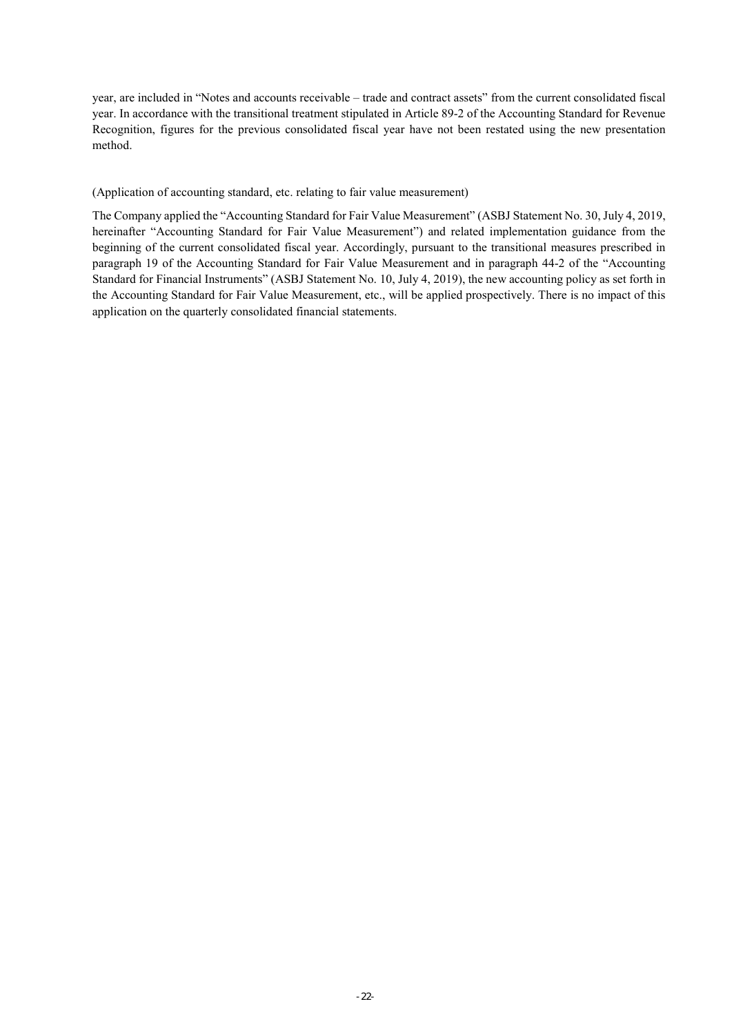year, are included in "Notes and accounts receivable – trade and contract assets" from the current consolidated fiscal year. In accordance with the transitional treatment stipulated in Article 89-2 of the Accounting Standard for Revenue Recognition, figures for the previous consolidated fiscal year have not been restated using the new presentation method.

(Application of accounting standard, etc. relating to fair value measurement)

The Company applied the "Accounting Standard for Fair Value Measurement" (ASBJ Statement No. 30, July 4, 2019, hereinafter "Accounting Standard for Fair Value Measurement") and related implementation guidance from the beginning of the current consolidated fiscal year. Accordingly, pursuant to the transitional measures prescribed in paragraph 19 of the Accounting Standard for Fair Value Measurement and in paragraph 44-2 of the "Accounting Standard for Financial Instruments" (ASBJ Statement No. 10, July 4, 2019), the new accounting policy as set forth in the Accounting Standard for Fair Value Measurement, etc., will be applied prospectively. There is no impact of this application on the quarterly consolidated financial statements.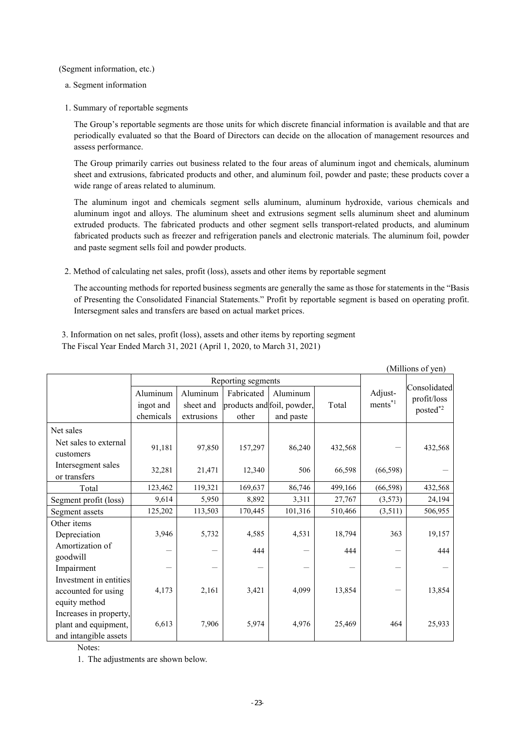(Segment information, etc.)

a. Segment information

1. Summary of reportable segments

The Group's reportable segments are those units for which discrete financial information is available and that are periodically evaluated so that the Board of Directors can decide on the allocation of management resources and assess performance.

The Group primarily carries out business related to the four areas of aluminum ingot and chemicals, aluminum sheet and extrusions, fabricated products and other, and aluminum foil, powder and paste; these products cover a wide range of areas related to aluminum.

The aluminum ingot and chemicals segment sells aluminum, aluminum hydroxide, various chemicals and aluminum ingot and alloys. The aluminum sheet and extrusions segment sells aluminum sheet and aluminum extruded products. The fabricated products and other segment sells transport-related products, and aluminum fabricated products such as freezer and refrigeration panels and electronic materials. The aluminum foil, powder and paste segment sells foil and powder products.

2. Method of calculating net sales, profit (loss), assets and other items by reportable segment

The accounting methods for reported business segments are generally the same as those for statements in the "Basis of Presenting the Consolidated Financial Statements." Profit by reportable segment is based on operating profit. Intersegment sales and transfers are based on actual market prices.

3. Information on net sales, profit (loss), assets and other items by reporting segment
The Fiscal Year Ended March 31, 2021 (April 1, 2020, to March 31, 2021)

(Millions of yen)

| | Reporting segments | | | | | Adjust-ments[*1] | Consolidated profit/loss posted[*2] |
|---|---|---|---|---|---|---|---|
| | Aluminum ingot and chemicals | Aluminum sheet and extrusions | Fabricated products and other | Aluminum foil, powder, and paste | Total | | |
| Net sales | | | | | | | |
| Net sales to external customers | 91,181 | 97,850 | 157,297 | 86,240 | 432,568 | — | 432,568 |
| Intersegment sales or transfers | 32,281 | 21,471 | 12,340 | 506 | 66,598 | (66,598) | — |
| Total | 123,462 | 119,321 | 169,637 | 86,746 | 499,166 | (66,598) | 432,568 |
| Segment profit (loss) | 9,614 | 5,950 | 8,892 | 3,311 | 27,767 | (3,573) | 24,194 |
| Segment assets | 125,202 | 113,503 | 170,445 | 101,316 | 510,466 | (3,511) | 506,955 |
| Other items | | | | | | | |
| Depreciation | 3,946 | 5,732 | 4,585 | 4,531 | 18,794 | 363 | 19,157 |
| Amortization of goodwill | — | — | 444 | — | 444 | — | 444 |
| Impairment | — | — | — | — | — | — | — |
| Investment in entities accounted for using equity method | 4,173 | 2,161 | 3,421 | 4,099 | 13,854 | — | 13,854 |
| Increases in property, plant and equipment, and intangible assets | 6,613 | 7,906 | 5,974 | 4,976 | 25,469 | 464 | 25,933 |

Notes:

1. The adjustments are shown below.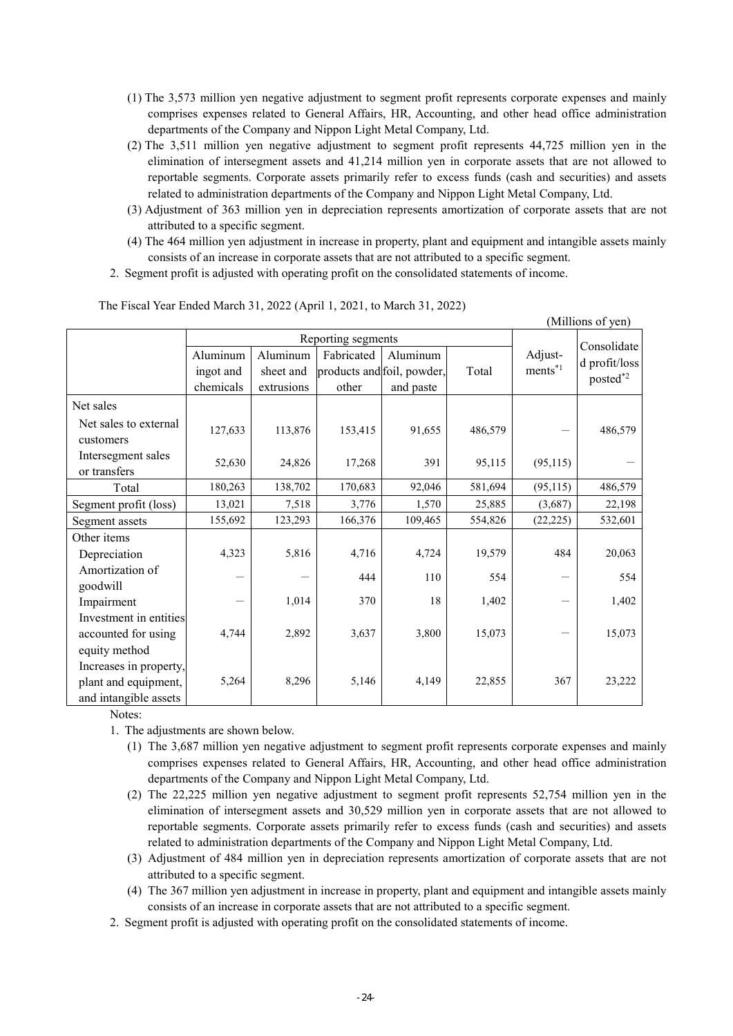(1) The 3,573 million yen negative adjustment to segment profit represents corporate expenses and mainly comprises expenses related to General Affairs, HR, Accounting, and other head office administration departments of the Company and Nippon Light Metal Company, Ltd.

(2) The 3,511 million yen negative adjustment to segment profit represents 44,725 million yen in the elimination of intersegment assets and 41,214 million yen in corporate assets that are not allowed to reportable segments. Corporate assets primarily refer to excess funds (cash and securities) and assets related to administration departments of the Company and Nippon Light Metal Company, Ltd.

(3) Adjustment of 363 million yen in depreciation represents amortization of corporate assets that are not attributed to a specific segment.

(4) The 464 million yen adjustment in increase in property, plant and equipment and intangible assets mainly consists of an increase in corporate assets that are not attributed to a specific segment.

2. Segment profit is adjusted with operating profit on the consolidated statements of income.

The Fiscal Year Ended March 31, 2022 (April 1, 2021, to March 31, 2022)

(Millions of yen)

| | Reporting segments | | | | | Adjust-ments*1 | Consolidated profit/loss posted*2 |
|---|---|---|---|---|---|---|---|
| | Aluminum ingot and chemicals | Aluminum sheet and extrusions | Fabricated products and other | Aluminum foil, powder, and paste | Total | | |
| Net sales | | | | | | | |
| Net sales to external customers | 127,633 | 113,876 | 153,415 | 91,655 | 486,579 | — | 486,579 |
| Intersegment sales or transfers | 52,630 | 24,826 | 17,268 | 391 | 95,115 | (95,115) | — |
| Total | 180,263 | 138,702 | 170,683 | 92,046 | 581,694 | (95,115) | 486,579 |
| Segment profit (loss) | 13,021 | 7,518 | 3,776 | 1,570 | 25,885 | (3,687) | 22,198 |
| Segment assets | 155,692 | 123,293 | 166,376 | 109,465 | 554,826 | (22,225) | 532,601 |
| Other items | | | | | | | |
| Depreciation | 4,323 | 5,816 | 4,716 | 4,724 | 19,579 | 484 | 20,063 |
| Amortization of goodwill | — | — | 444 | 110 | 554 | — | 554 |
| Impairment | — | 1,014 | 370 | 18 | 1,402 | — | 1,402 |
| Investment in entities accounted for using equity method | 4,744 | 2,892 | 3,637 | 3,800 | 15,073 | — | 15,073 |
| Increases in property, plant and equipment, and intangible assets | 5,264 | 8,296 | 5,146 | 4,149 | 22,855 | 367 | 23,222 |

Notes:

1. The adjustments are shown below.

(1) The 3,687 million yen negative adjustment to segment profit represents corporate expenses and mainly comprises expenses related to General Affairs, HR, Accounting, and other head office administration departments of the Company and Nippon Light Metal Company, Ltd.

(2) The 22,225 million yen negative adjustment to segment profit represents 52,754 million yen in the elimination of intersegment assets and 30,529 million yen in corporate assets that are not allowed to reportable segments. Corporate assets primarily refer to excess funds (cash and securities) and assets related to administration departments of the Company and Nippon Light Metal Company, Ltd.

(3) Adjustment of 484 million yen in depreciation represents amortization of corporate assets that are not attributed to a specific segment.

(4) The 367 million yen adjustment in increase in property, plant and equipment and intangible assets mainly consists of an increase in corporate assets that are not attributed to a specific segment.

2. Segment profit is adjusted with operating profit on the consolidated statements of income.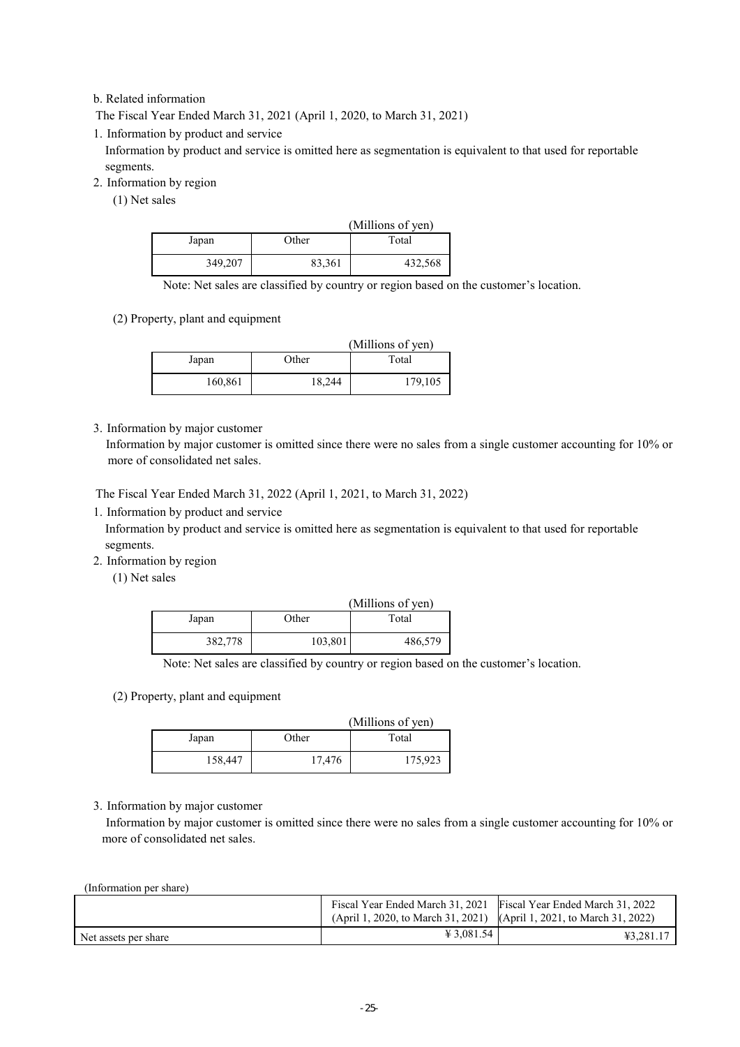b. Related information

The Fiscal Year Ended March 31, 2021 (April 1, 2020, to March 31, 2021)

1. Information by product and service

   Information by product and service is omitted here as segmentation is equivalent to that used for reportable segments.

2. Information by region

   (1) Net sales

(Millions of yen)

| Japan | Other | Total |
|---|---|---|
| 349,207 | 83,361 | 432,568 |

Note: Net sales are classified by country or region based on the customer's location.

   (2) Property, plant and equipment

(Millions of yen)

| Japan | Other | Total |
|---|---|---|
| 160,861 | 18,244 | 179,105 |

3. Information by major customer

   Information by major customer is omitted since there were no sales from a single customer accounting for 10% or more of consolidated net sales.

The Fiscal Year Ended March 31, 2022 (April 1, 2021, to March 31, 2022)

1. Information by product and service

   Information by product and service is omitted here as segmentation is equivalent to that used for reportable segments.

2. Information by region

   (1) Net sales

(Millions of yen)

| Japan | Other | Total |
|---|---|---|
| 382,778 | 103,801 | 486,579 |

Note: Net sales are classified by country or region based on the customer's location.

   (2) Property, plant and equipment

(Millions of yen)

| Japan | Other | Total |
|---|---|---|
| 158,447 | 17,476 | 175,923 |

3. Information by major customer

   Information by major customer is omitted since there were no sales from a single customer accounting for 10% or more of consolidated net sales.

(Information per share)

| | Fiscal Year Ended March 31, 2021 (April 1, 2020, to March 31, 2021) | Fiscal Year Ended March 31, 2022 (April 1, 2021, to March 31, 2022) |
|---|---|---|
| Net assets per share | ¥ 3,081.54 | ¥3,281.17 |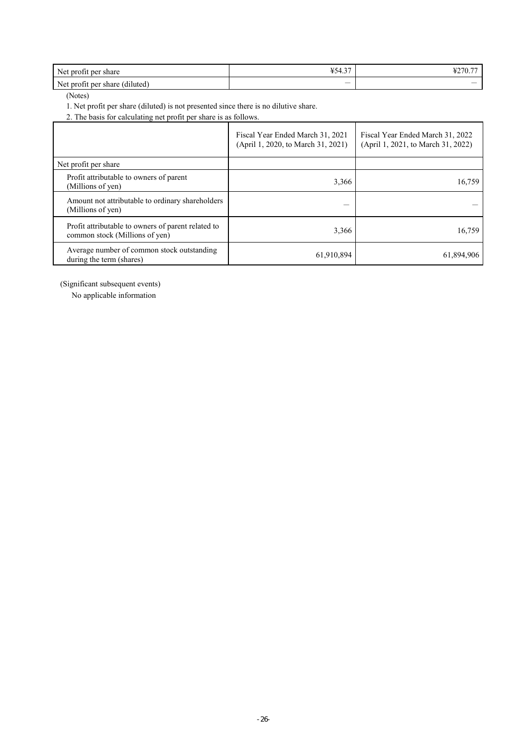| | | |
|---|---|---|
| Net profit per share | ¥54.37 | ¥270.77 |
| Net profit per share (diluted) | — | — |

(Notes)

1. Net profit per share (diluted) is not presented since there is no dilutive share.
2. The basis for calculating net profit per share is as follows.

| | Fiscal Year Ended March 31, 2021 (April 1, 2020, to March 31, 2021) | Fiscal Year Ended March 31, 2022 (April 1, 2021, to March 31, 2022) |
|---|---|---|
| Net profit per share | | |
| Profit attributable to owners of parent (Millions of yen) | 3,366 | 16,759 |
| Amount not attributable to ordinary shareholders (Millions of yen) | — | — |
| Profit attributable to owners of parent related to common stock (Millions of yen) | 3,366 | 16,759 |
| Average number of common stock outstanding during the term (shares) | 61,910,894 | 61,894,906 |

(Significant subsequent events)

No applicable information